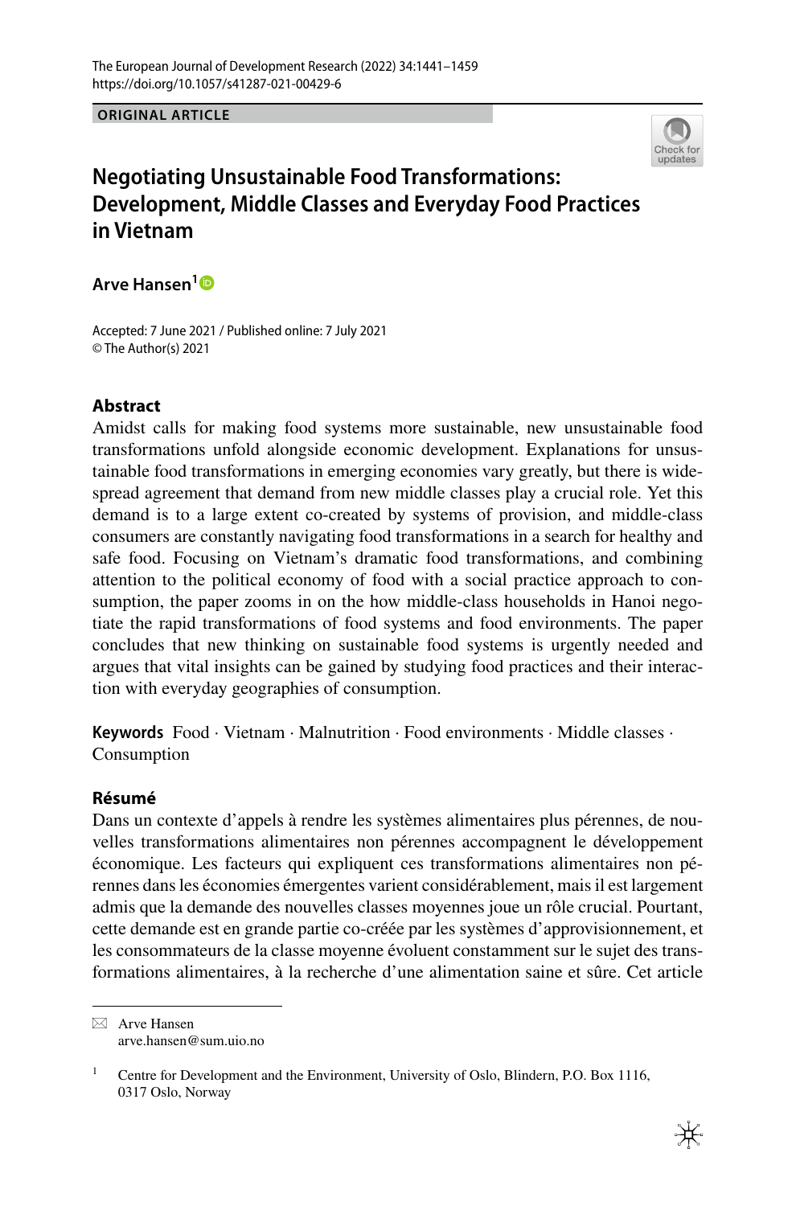The European Journal of Development Research (2022) 34:1441–1459
https://doi.org/10.1057/s41287-021-00429-6

**ORIGINAL ARTICLE**

# Negotiating Unsustainable Food Transformations: Development, Middle Classes and Everyday Food Practices in Vietnam

**Arve Hansen**[1]

Accepted: 7 June 2021 / Published online: 7 July 2021
© The Author(s) 2021

## Abstract

Amidst calls for making food systems more sustainable, new unsustainable food transformations unfold alongside economic development. Explanations for unsustainable food transformations in emerging economies vary greatly, but there is widespread agreement that demand from new middle classes play a crucial role. Yet this demand is to a large extent co-created by systems of provision, and middle-class consumers are constantly navigating food transformations in a search for healthy and safe food. Focusing on Vietnam's dramatic food transformations, and combining attention to the political economy of food with a social practice approach to consumption, the paper zooms in on the how middle-class households in Hanoi negotiate the rapid transformations of food systems and food environments. The paper concludes that new thinking on sustainable food systems is urgently needed and argues that vital insights can be gained by studying food practices and their interaction with everyday geographies of consumption.

**Keywords** Food · Vietnam · Malnutrition · Food environments · Middle classes · Consumption

## Résumé

Dans un contexte d'appels à rendre les systèmes alimentaires plus pérennes, de nouvelles transformations alimentaires non pérennes accompagnent le développement économique. Les facteurs qui expliquent ces transformations alimentaires non pérennes dans les économies émergentes varient considérablement, mais il est largement admis que la demande des nouvelles classes moyennes joue un rôle crucial. Pourtant, cette demande est en grande partie co-créée par les systèmes d'approvisionnement, et les consommateurs de la classe moyenne évoluent constamment sur le sujet des transformations alimentaires, à la recherche d'une alimentation saine et sûre. Cet article

---

✉ Arve Hansen
arve.hansen@sum.uio.no

[1] Centre for Development and the Environment, University of Oslo, Blindern, P.O. Box 1116, 0317 Oslo, Norway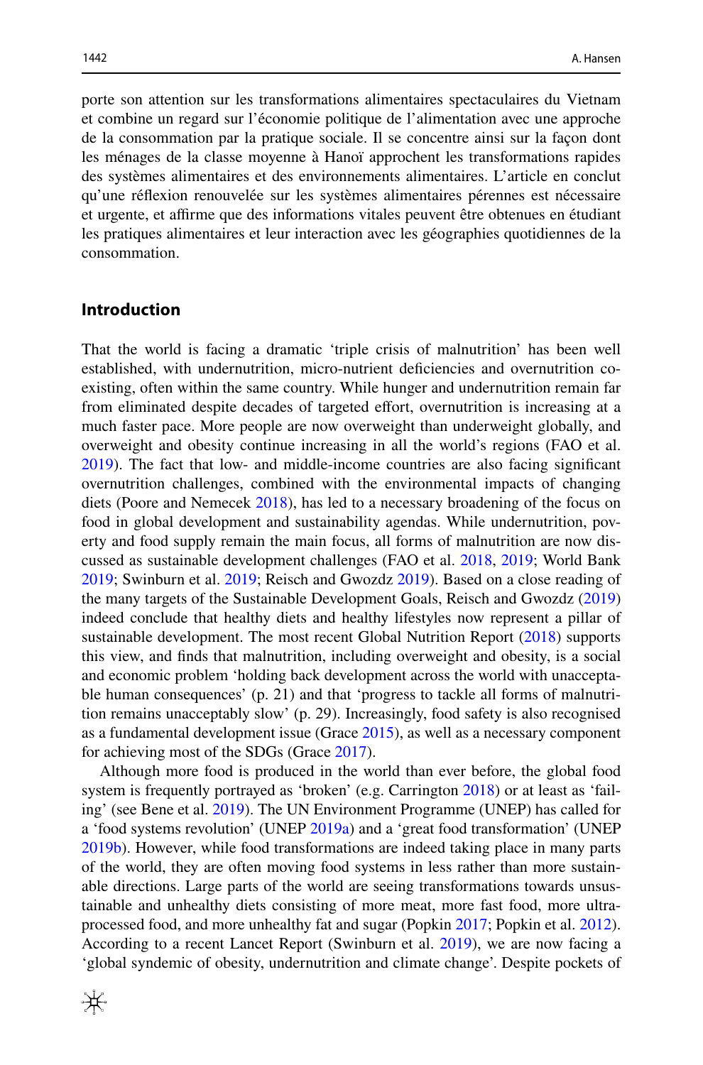porte son attention sur les transformations alimentaires spectaculaires du Vietnam et combine un regard sur l'économie politique de l'alimentation avec une approche de la consommation par la pratique sociale. Il se concentre ainsi sur la façon dont les ménages de la classe moyenne à Hanoï approchent les transformations rapides des systèmes alimentaires et des environnements alimentaires. L'article en conclut qu'une réflexion renouvelée sur les systèmes alimentaires pérennes est nécessaire et urgente, et affirme que des informations vitales peuvent être obtenues en étudiant les pratiques alimentaires et leur interaction avec les géographies quotidiennes de la consommation.

## Introduction

That the world is facing a dramatic 'triple crisis of malnutrition' has been well established, with undernutrition, micro-nutrient deficiencies and overnutrition co-existing, often within the same country. While hunger and undernutrition remain far from eliminated despite decades of targeted effort, overnutrition is increasing at a much faster pace. More people are now overweight than underweight globally, and overweight and obesity continue increasing in all the world's regions (FAO et al. 2019). The fact that low- and middle-income countries are also facing significant overnutrition challenges, combined with the environmental impacts of changing diets (Poore and Nemecek 2018), has led to a necessary broadening of the focus on food in global development and sustainability agendas. While undernutrition, poverty and food supply remain the main focus, all forms of malnutrition are now discussed as sustainable development challenges (FAO et al. 2018, 2019; World Bank 2019; Swinburn et al. 2019; Reisch and Gwozdz 2019). Based on a close reading of the many targets of the Sustainable Development Goals, Reisch and Gwozdz (2019) indeed conclude that healthy diets and healthy lifestyles now represent a pillar of sustainable development. The most recent Global Nutrition Report (2018) supports this view, and finds that malnutrition, including overweight and obesity, is a social and economic problem 'holding back development across the world with unacceptable human consequences' (p. 21) and that 'progress to tackle all forms of malnutrition remains unacceptably slow' (p. 29). Increasingly, food safety is also recognised as a fundamental development issue (Grace 2015), as well as a necessary component for achieving most of the SDGs (Grace 2017).

Although more food is produced in the world than ever before, the global food system is frequently portrayed as 'broken' (e.g. Carrington 2018) or at least as 'failing' (see Bene et al. 2019). The UN Environment Programme (UNEP) has called for a 'food systems revolution' (UNEP 2019a) and a 'great food transformation' (UNEP 2019b). However, while food transformations are indeed taking place in many parts of the world, they are often moving food systems in less rather than more sustainable directions. Large parts of the world are seeing transformations towards unsustainable and unhealthy diets consisting of more meat, more fast food, more ultra-processed food, and more unhealthy fat and sugar (Popkin 2017; Popkin et al. 2012). According to a recent Lancet Report (Swinburn et al. 2019), we are now facing a 'global syndemic of obesity, undernutrition and climate change'. Despite pockets of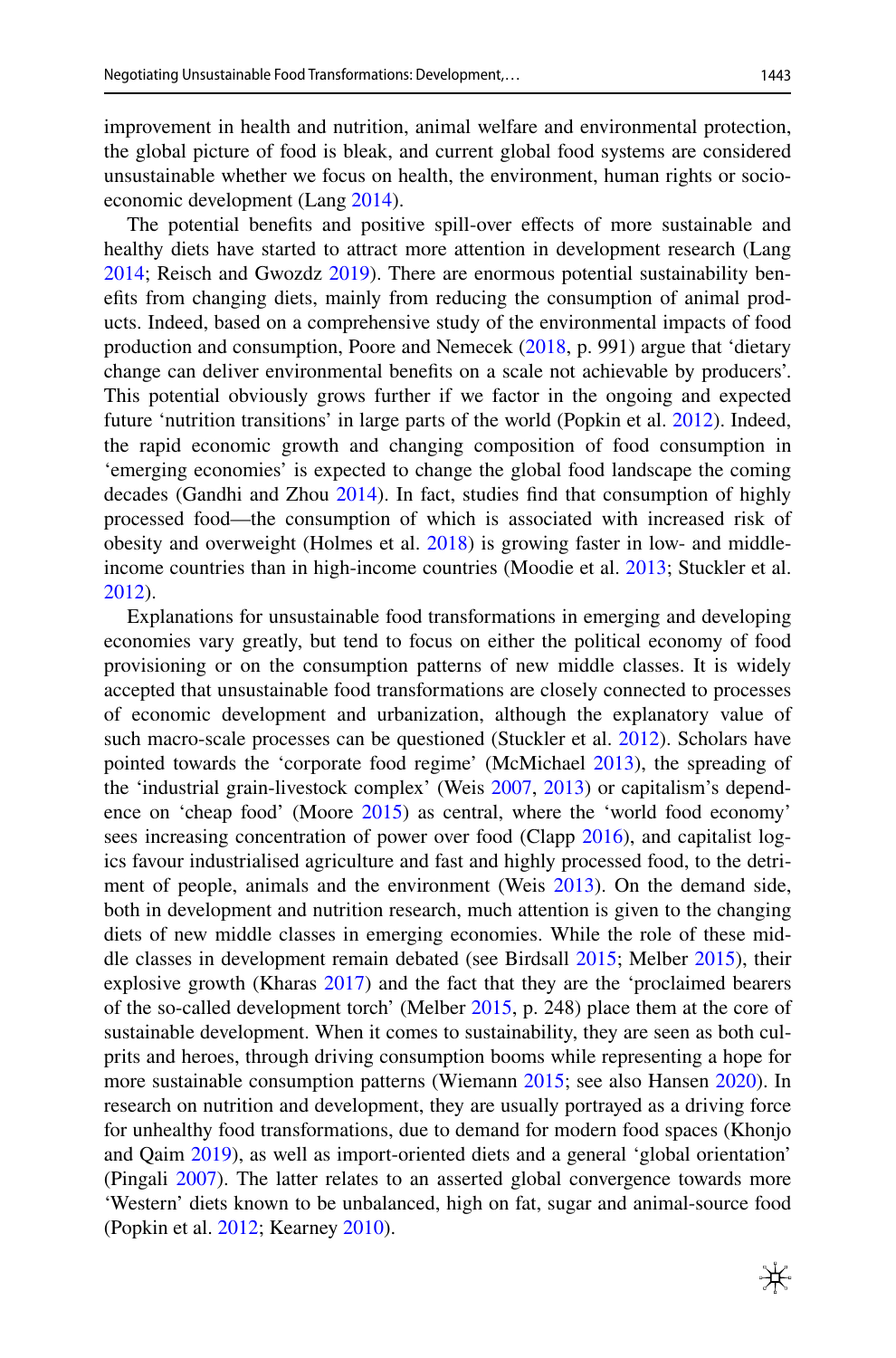improvement in health and nutrition, animal welfare and environmental protection, the global picture of food is bleak, and current global food systems are considered unsustainable whether we focus on health, the environment, human rights or socio-economic development (Lang 2014).

The potential benefits and positive spill-over effects of more sustainable and healthy diets have started to attract more attention in development research (Lang 2014; Reisch and Gwozdz 2019). There are enormous potential sustainability benefits from changing diets, mainly from reducing the consumption of animal products. Indeed, based on a comprehensive study of the environmental impacts of food production and consumption, Poore and Nemecek (2018, p. 991) argue that 'dietary change can deliver environmental benefits on a scale not achievable by producers'. This potential obviously grows further if we factor in the ongoing and expected future 'nutrition transitions' in large parts of the world (Popkin et al. 2012). Indeed, the rapid economic growth and changing composition of food consumption in 'emerging economies' is expected to change the global food landscape the coming decades (Gandhi and Zhou 2014). In fact, studies find that consumption of highly processed food—the consumption of which is associated with increased risk of obesity and overweight (Holmes et al. 2018) is growing faster in low- and middle-income countries than in high-income countries (Moodie et al. 2013; Stuckler et al. 2012).

Explanations for unsustainable food transformations in emerging and developing economies vary greatly, but tend to focus on either the political economy of food provisioning or on the consumption patterns of new middle classes. It is widely accepted that unsustainable food transformations are closely connected to processes of economic development and urbanization, although the explanatory value of such macro-scale processes can be questioned (Stuckler et al. 2012). Scholars have pointed towards the 'corporate food regime' (McMichael 2013), the spreading of the 'industrial grain-livestock complex' (Weis 2007, 2013) or capitalism's dependence on 'cheap food' (Moore 2015) as central, where the 'world food economy' sees increasing concentration of power over food (Clapp 2016), and capitalist logics favour industrialised agriculture and fast and highly processed food, to the detriment of people, animals and the environment (Weis 2013). On the demand side, both in development and nutrition research, much attention is given to the changing diets of new middle classes in emerging economies. While the role of these middle classes in development remain debated (see Birdsall 2015; Melber 2015), their explosive growth (Kharas 2017) and the fact that they are the 'proclaimed bearers of the so-called development torch' (Melber 2015, p. 248) place them at the core of sustainable development. When it comes to sustainability, they are seen as both culprits and heroes, through driving consumption booms while representing a hope for more sustainable consumption patterns (Wiemann 2015; see also Hansen 2020). In research on nutrition and development, they are usually portrayed as a driving force for unhealthy food transformations, due to demand for modern food spaces (Khonjo and Qaim 2019), as well as import-oriented diets and a general 'global orientation' (Pingali 2007). The latter relates to an asserted global convergence towards more 'Western' diets known to be unbalanced, high on fat, sugar and animal-source food (Popkin et al. 2012; Kearney 2010).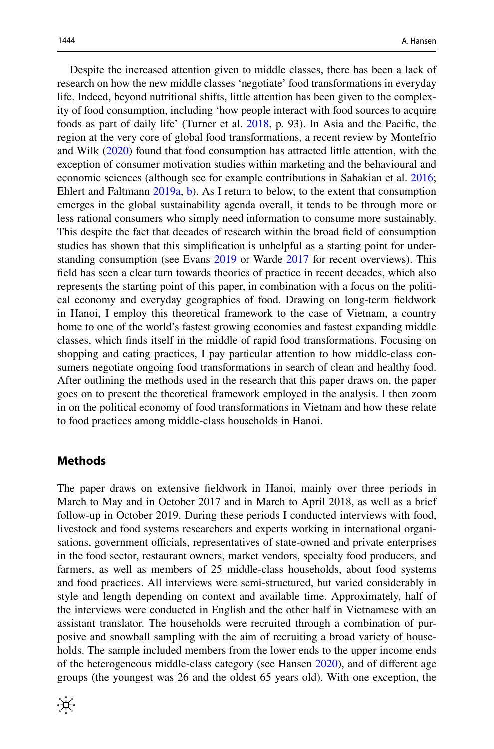Despite the increased attention given to middle classes, there has been a lack of research on how the new middle classes 'negotiate' food transformations in everyday life. Indeed, beyond nutritional shifts, little attention has been given to the complexity of food consumption, including 'how people interact with food sources to acquire foods as part of daily life' (Turner et al. 2018, p. 93). In Asia and the Pacific, the region at the very core of global food transformations, a recent review by Montefrio and Wilk (2020) found that food consumption has attracted little attention, with the exception of consumer motivation studies within marketing and the behavioural and economic sciences (although see for example contributions in Sahakian et al. 2016; Ehlert and Faltmann 2019a, b). As I return to below, to the extent that consumption emerges in the global sustainability agenda overall, it tends to be through more or less rational consumers who simply need information to consume more sustainably. This despite the fact that decades of research within the broad field of consumption studies has shown that this simplification is unhelpful as a starting point for understanding consumption (see Evans 2019 or Warde 2017 for recent overviews). This field has seen a clear turn towards theories of practice in recent decades, which also represents the starting point of this paper, in combination with a focus on the political economy and everyday geographies of food. Drawing on long-term fieldwork in Hanoi, I employ this theoretical framework to the case of Vietnam, a country home to one of the world's fastest growing economies and fastest expanding middle classes, which finds itself in the middle of rapid food transformations. Focusing on shopping and eating practices, I pay particular attention to how middle-class consumers negotiate ongoing food transformations in search of clean and healthy food. After outlining the methods used in the research that this paper draws on, the paper goes on to present the theoretical framework employed in the analysis. I then zoom in on the political economy of food transformations in Vietnam and how these relate to food practices among middle-class households in Hanoi.

## Methods

The paper draws on extensive fieldwork in Hanoi, mainly over three periods in March to May and in October 2017 and in March to April 2018, as well as a brief follow-up in October 2019. During these periods I conducted interviews with food, livestock and food systems researchers and experts working in international organisations, government officials, representatives of state-owned and private enterprises in the food sector, restaurant owners, market vendors, specialty food producers, and farmers, as well as members of 25 middle-class households, about food systems and food practices. All interviews were semi-structured, but varied considerably in style and length depending on context and available time. Approximately, half of the interviews were conducted in English and the other half in Vietnamese with an assistant translator. The households were recruited through a combination of purposive and snowball sampling with the aim of recruiting a broad variety of households. The sample included members from the lower ends to the upper income ends of the heterogeneous middle-class category (see Hansen 2020), and of different age groups (the youngest was 26 and the oldest 65 years old). With one exception, the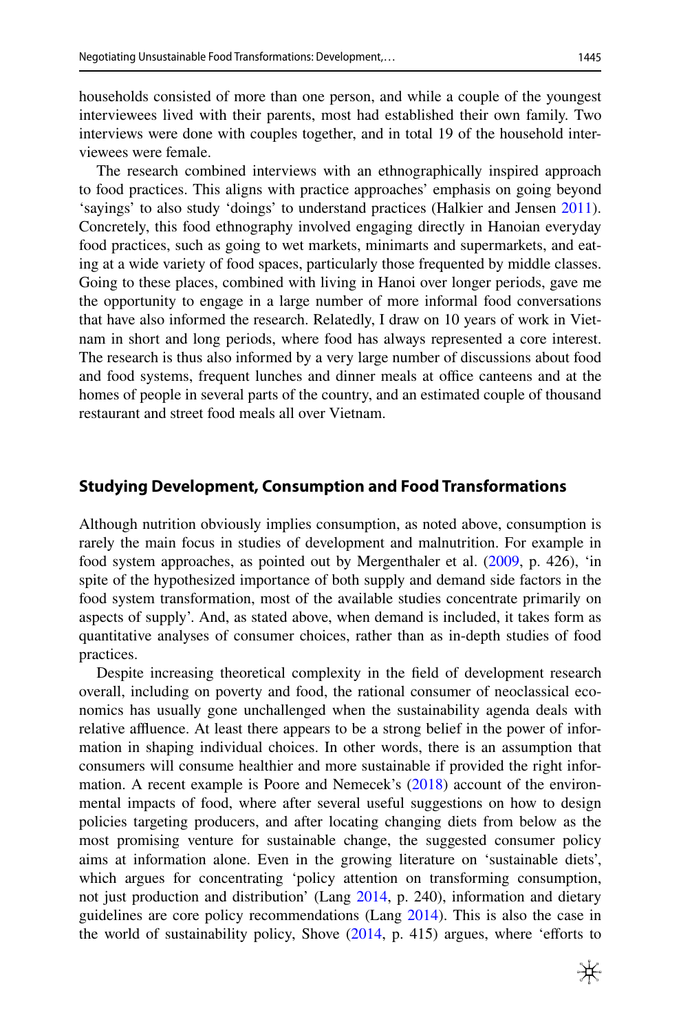households consisted of more than one person, and while a couple of the youngest interviewees lived with their parents, most had established their own family. Two interviews were done with couples together, and in total 19 of the household interviewees were female.

The research combined interviews with an ethnographically inspired approach to food practices. This aligns with practice approaches' emphasis on going beyond 'sayings' to also study 'doings' to understand practices (Halkier and Jensen 2011). Concretely, this food ethnography involved engaging directly in Hanoian everyday food practices, such as going to wet markets, minimarts and supermarkets, and eating at a wide variety of food spaces, particularly those frequented by middle classes. Going to these places, combined with living in Hanoi over longer periods, gave me the opportunity to engage in a large number of more informal food conversations that have also informed the research. Relatedly, I draw on 10 years of work in Vietnam in short and long periods, where food has always represented a core interest. The research is thus also informed by a very large number of discussions about food and food systems, frequent lunches and dinner meals at office canteens and at the homes of people in several parts of the country, and an estimated couple of thousand restaurant and street food meals all over Vietnam.

## Studying Development, Consumption and Food Transformations

Although nutrition obviously implies consumption, as noted above, consumption is rarely the main focus in studies of development and malnutrition. For example in food system approaches, as pointed out by Mergenthaler et al. (2009, p. 426), 'in spite of the hypothesized importance of both supply and demand side factors in the food system transformation, most of the available studies concentrate primarily on aspects of supply'. And, as stated above, when demand is included, it takes form as quantitative analyses of consumer choices, rather than as in-depth studies of food practices.

Despite increasing theoretical complexity in the field of development research overall, including on poverty and food, the rational consumer of neoclassical economics has usually gone unchallenged when the sustainability agenda deals with relative affluence. At least there appears to be a strong belief in the power of information in shaping individual choices. In other words, there is an assumption that consumers will consume healthier and more sustainable if provided the right information. A recent example is Poore and Nemecek's (2018) account of the environmental impacts of food, where after several useful suggestions on how to design policies targeting producers, and after locating changing diets from below as the most promising venture for sustainable change, the suggested consumer policy aims at information alone. Even in the growing literature on 'sustainable diets', which argues for concentrating 'policy attention on transforming consumption, not just production and distribution' (Lang 2014, p. 240), information and dietary guidelines are core policy recommendations (Lang 2014). This is also the case in the world of sustainability policy, Shove (2014, p. 415) argues, where 'efforts to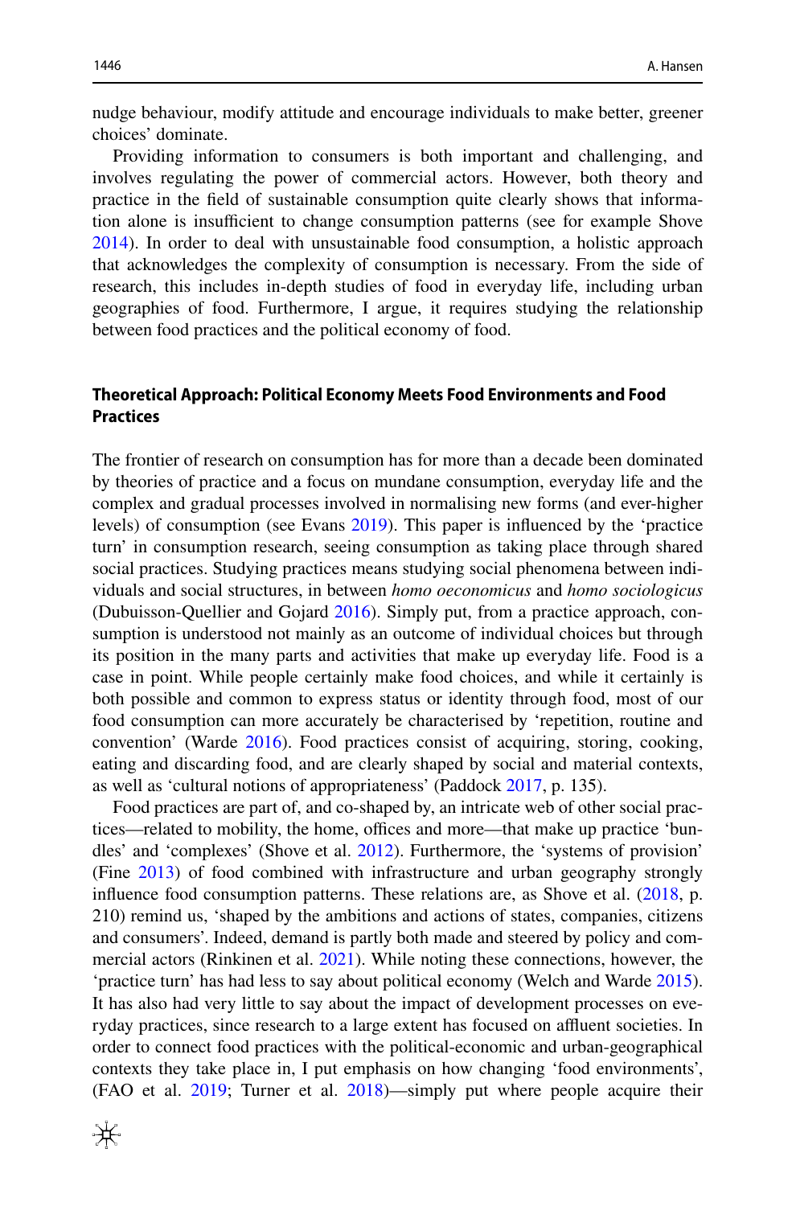nudge behaviour, modify attitude and encourage individuals to make better, greener choices' dominate.

Providing information to consumers is both important and challenging, and involves regulating the power of commercial actors. However, both theory and practice in the field of sustainable consumption quite clearly shows that information alone is insufficient to change consumption patterns (see for example Shove 2014). In order to deal with unsustainable food consumption, a holistic approach that acknowledges the complexity of consumption is necessary. From the side of research, this includes in-depth studies of food in everyday life, including urban geographies of food. Furthermore, I argue, it requires studying the relationship between food practices and the political economy of food.

## Theoretical Approach: Political Economy Meets Food Environments and Food Practices

The frontier of research on consumption has for more than a decade been dominated by theories of practice and a focus on mundane consumption, everyday life and the complex and gradual processes involved in normalising new forms (and ever-higher levels) of consumption (see Evans 2019). This paper is influenced by the 'practice turn' in consumption research, seeing consumption as taking place through shared social practices. Studying practices means studying social phenomena between individuals and social structures, in between *homo oeconomicus* and *homo sociologicus* (Dubuisson-Quellier and Gojard 2016). Simply put, from a practice approach, consumption is understood not mainly as an outcome of individual choices but through its position in the many parts and activities that make up everyday life. Food is a case in point. While people certainly make food choices, and while it certainly is both possible and common to express status or identity through food, most of our food consumption can more accurately be characterised by 'repetition, routine and convention' (Warde 2016). Food practices consist of acquiring, storing, cooking, eating and discarding food, and are clearly shaped by social and material contexts, as well as 'cultural notions of appropriateness' (Paddock 2017, p. 135).

Food practices are part of, and co-shaped by, an intricate web of other social practices—related to mobility, the home, offices and more—that make up practice 'bundles' and 'complexes' (Shove et al. 2012). Furthermore, the 'systems of provision' (Fine 2013) of food combined with infrastructure and urban geography strongly influence food consumption patterns. These relations are, as Shove et al. (2018, p. 210) remind us, 'shaped by the ambitions and actions of states, companies, citizens and consumers'. Indeed, demand is partly both made and steered by policy and commercial actors (Rinkinen et al. 2021). While noting these connections, however, the 'practice turn' has had less to say about political economy (Welch and Warde 2015). It has also had very little to say about the impact of development processes on everyday practices, since research to a large extent has focused on affluent societies. In order to connect food practices with the political-economic and urban-geographical contexts they take place in, I put emphasis on how changing 'food environments', (FAO et al. 2019; Turner et al. 2018)—simply put where people acquire their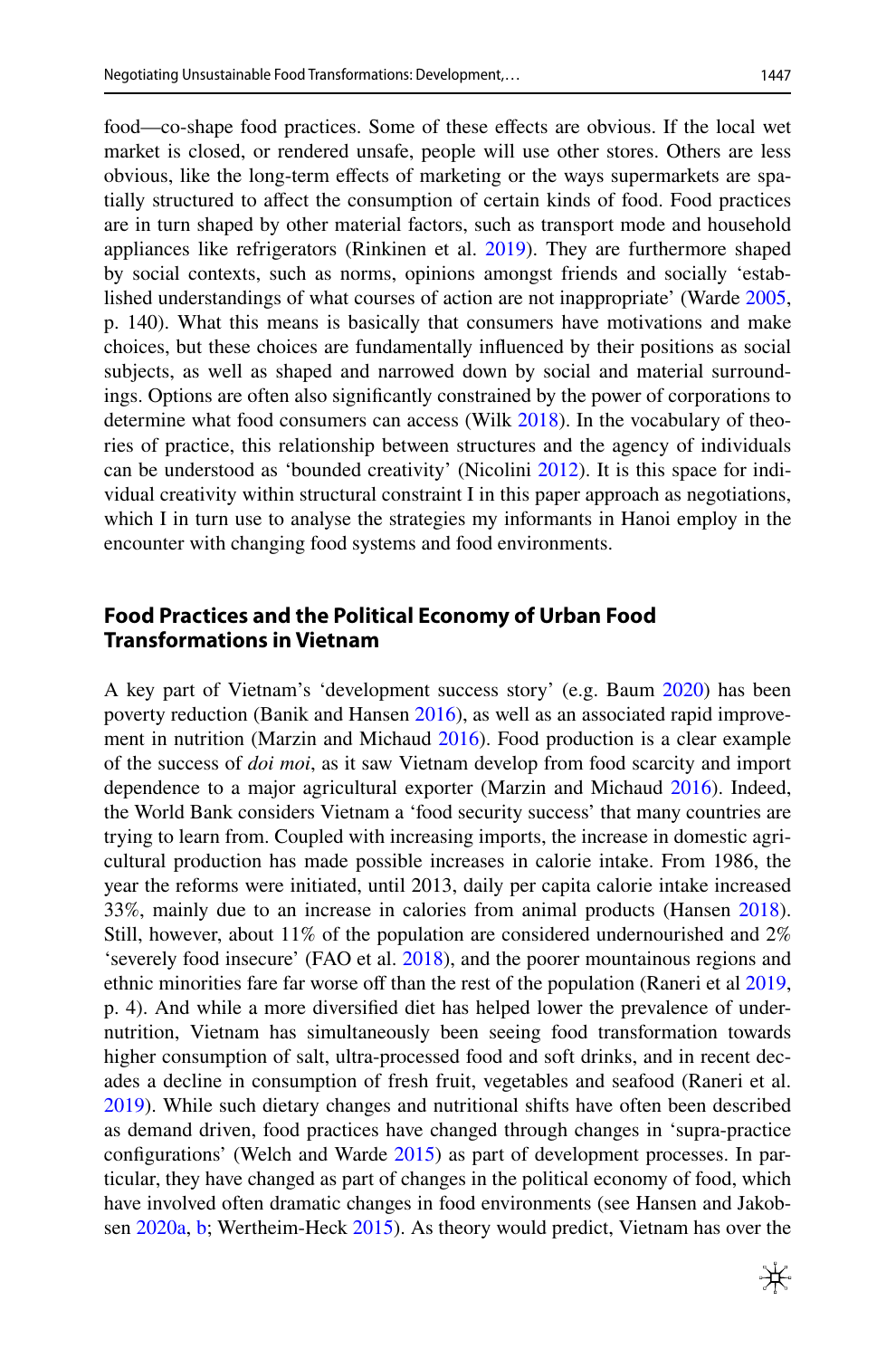food—co-shape food practices. Some of these effects are obvious. If the local wet market is closed, or rendered unsafe, people will use other stores. Others are less obvious, like the long-term effects of marketing or the ways supermarkets are spatially structured to affect the consumption of certain kinds of food. Food practices are in turn shaped by other material factors, such as transport mode and household appliances like refrigerators (Rinkinen et al. 2019). They are furthermore shaped by social contexts, such as norms, opinions amongst friends and socially 'established understandings of what courses of action are not inappropriate' (Warde 2005, p. 140). What this means is basically that consumers have motivations and make choices, but these choices are fundamentally influenced by their positions as social subjects, as well as shaped and narrowed down by social and material surroundings. Options are often also significantly constrained by the power of corporations to determine what food consumers can access (Wilk 2018). In the vocabulary of theories of practice, this relationship between structures and the agency of individuals can be understood as 'bounded creativity' (Nicolini 2012). It is this space for individual creativity within structural constraint I in this paper approach as negotiations, which I in turn use to analyse the strategies my informants in Hanoi employ in the encounter with changing food systems and food environments.

## Food Practices and the Political Economy of Urban Food Transformations in Vietnam

A key part of Vietnam's 'development success story' (e.g. Baum 2020) has been poverty reduction (Banik and Hansen 2016), as well as an associated rapid improvement in nutrition (Marzin and Michaud 2016). Food production is a clear example of the success of *doi moi*, as it saw Vietnam develop from food scarcity and import dependence to a major agricultural exporter (Marzin and Michaud 2016). Indeed, the World Bank considers Vietnam a 'food security success' that many countries are trying to learn from. Coupled with increasing imports, the increase in domestic agricultural production has made possible increases in calorie intake. From 1986, the year the reforms were initiated, until 2013, daily per capita calorie intake increased 33%, mainly due to an increase in calories from animal products (Hansen 2018). Still, however, about 11% of the population are considered undernourished and 2% 'severely food insecure' (FAO et al. 2018), and the poorer mountainous regions and ethnic minorities fare far worse off than the rest of the population (Raneri et al 2019, p. 4). And while a more diversified diet has helped lower the prevalence of undernutrition, Vietnam has simultaneously been seeing food transformation towards higher consumption of salt, ultra-processed food and soft drinks, and in recent decades a decline in consumption of fresh fruit, vegetables and seafood (Raneri et al. 2019). While such dietary changes and nutritional shifts have often been described as demand driven, food practices have changed through changes in 'supra-practice configurations' (Welch and Warde 2015) as part of development processes. In particular, they have changed as part of changes in the political economy of food, which have involved often dramatic changes in food environments (see Hansen and Jakobsen 2020a, b; Wertheim-Heck 2015). As theory would predict, Vietnam has over the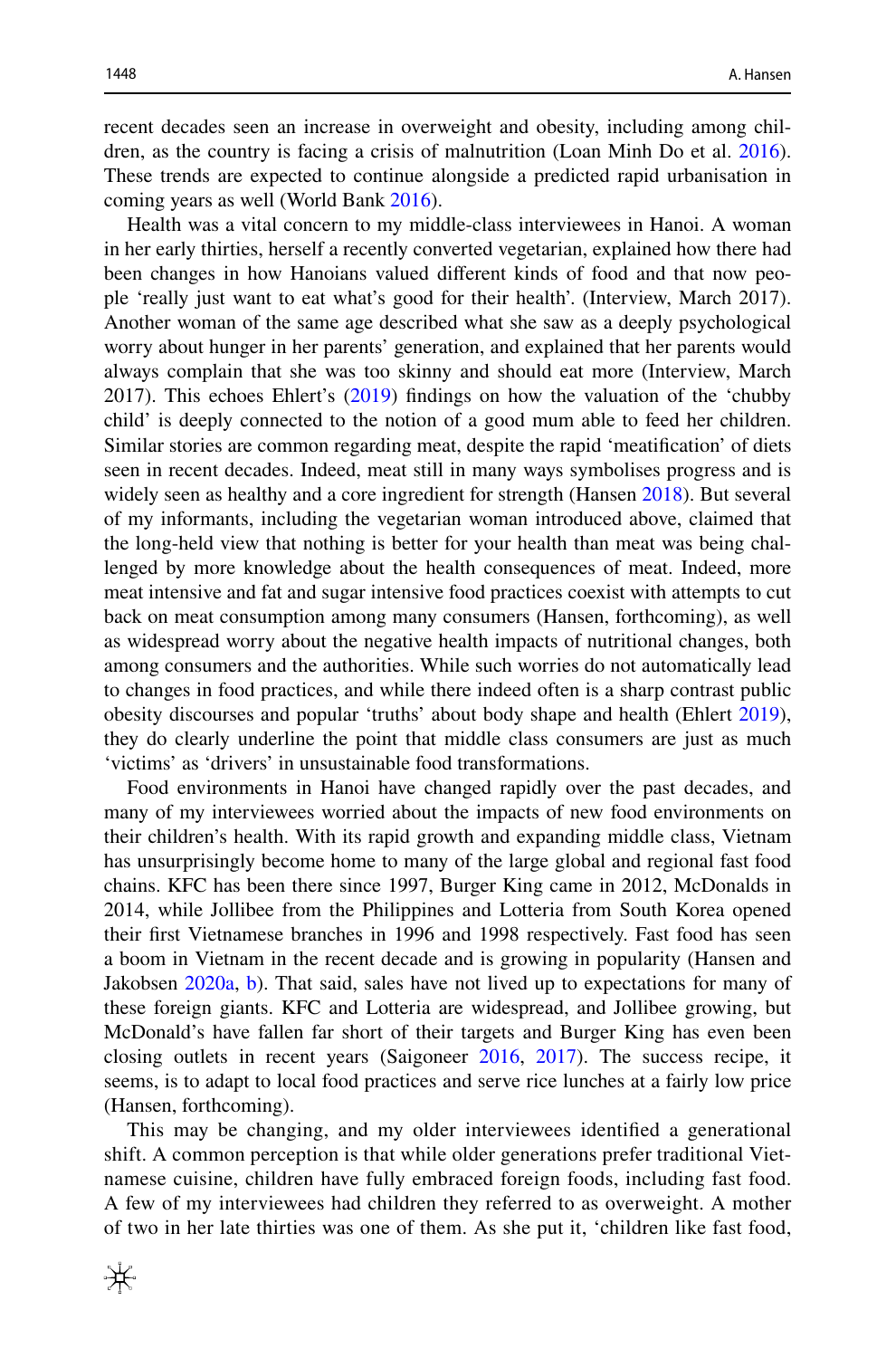recent decades seen an increase in overweight and obesity, including among children, as the country is facing a crisis of malnutrition (Loan Minh Do et al. 2016). These trends are expected to continue alongside a predicted rapid urbanisation in coming years as well (World Bank 2016).

Health was a vital concern to my middle-class interviewees in Hanoi. A woman in her early thirties, herself a recently converted vegetarian, explained how there had been changes in how Hanoians valued different kinds of food and that now people 'really just want to eat what's good for their health'. (Interview, March 2017). Another woman of the same age described what she saw as a deeply psychological worry about hunger in her parents' generation, and explained that her parents would always complain that she was too skinny and should eat more (Interview, March 2017). This echoes Ehlert's (2019) findings on how the valuation of the 'chubby child' is deeply connected to the notion of a good mum able to feed her children. Similar stories are common regarding meat, despite the rapid 'meatification' of diets seen in recent decades. Indeed, meat still in many ways symbolises progress and is widely seen as healthy and a core ingredient for strength (Hansen 2018). But several of my informants, including the vegetarian woman introduced above, claimed that the long-held view that nothing is better for your health than meat was being challenged by more knowledge about the health consequences of meat. Indeed, more meat intensive and fat and sugar intensive food practices coexist with attempts to cut back on meat consumption among many consumers (Hansen, forthcoming), as well as widespread worry about the negative health impacts of nutritional changes, both among consumers and the authorities. While such worries do not automatically lead to changes in food practices, and while there indeed often is a sharp contrast public obesity discourses and popular 'truths' about body shape and health (Ehlert 2019), they do clearly underline the point that middle class consumers are just as much 'victims' as 'drivers' in unsustainable food transformations.

Food environments in Hanoi have changed rapidly over the past decades, and many of my interviewees worried about the impacts of new food environments on their children's health. With its rapid growth and expanding middle class, Vietnam has unsurprisingly become home to many of the large global and regional fast food chains. KFC has been there since 1997, Burger King came in 2012, McDonalds in 2014, while Jollibee from the Philippines and Lotteria from South Korea opened their first Vietnamese branches in 1996 and 1998 respectively. Fast food has seen a boom in Vietnam in the recent decade and is growing in popularity (Hansen and Jakobsen 2020a, b). That said, sales have not lived up to expectations for many of these foreign giants. KFC and Lotteria are widespread, and Jollibee growing, but McDonald's have fallen far short of their targets and Burger King has even been closing outlets in recent years (Saigoneer 2016, 2017). The success recipe, it seems, is to adapt to local food practices and serve rice lunches at a fairly low price (Hansen, forthcoming).

This may be changing, and my older interviewees identified a generational shift. A common perception is that while older generations prefer traditional Vietnamese cuisine, children have fully embraced foreign foods, including fast food. A few of my interviewees had children they referred to as overweight. A mother of two in her late thirties was one of them. As she put it, 'children like fast food,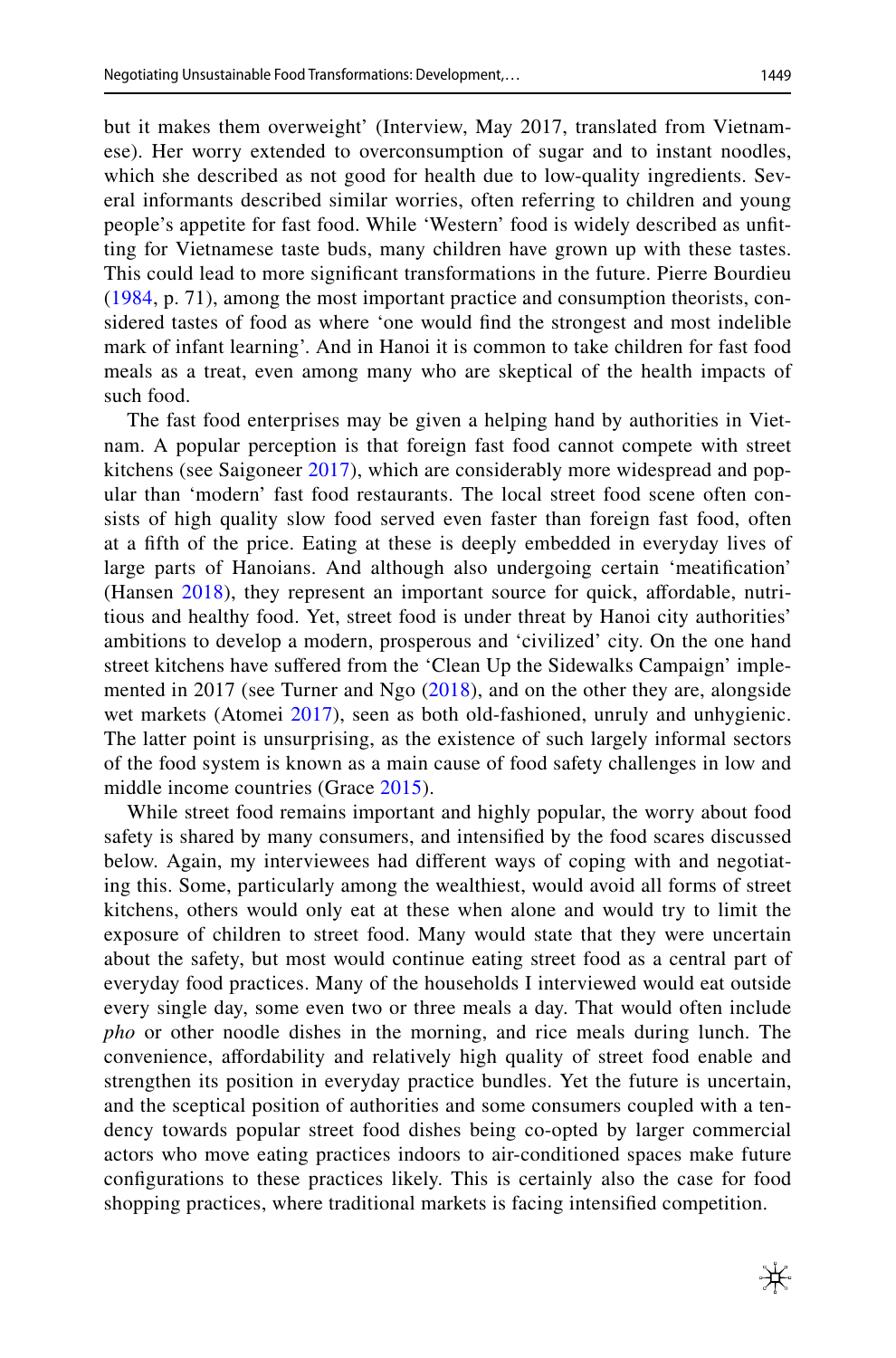but it makes them overweight' (Interview, May 2017, translated from Vietnamese). Her worry extended to overconsumption of sugar and to instant noodles, which she described as not good for health due to low-quality ingredients. Several informants described similar worries, often referring to children and young people's appetite for fast food. While 'Western' food is widely described as unfitting for Vietnamese taste buds, many children have grown up with these tastes. This could lead to more significant transformations in the future. Pierre Bourdieu (1984, p. 71), among the most important practice and consumption theorists, considered tastes of food as where 'one would find the strongest and most indelible mark of infant learning'. And in Hanoi it is common to take children for fast food meals as a treat, even among many who are skeptical of the health impacts of such food.

The fast food enterprises may be given a helping hand by authorities in Vietnam. A popular perception is that foreign fast food cannot compete with street kitchens (see Saigoneer 2017), which are considerably more widespread and popular than 'modern' fast food restaurants. The local street food scene often consists of high quality slow food served even faster than foreign fast food, often at a fifth of the price. Eating at these is deeply embedded in everyday lives of large parts of Hanoians. And although also undergoing certain 'meatification' (Hansen 2018), they represent an important source for quick, affordable, nutritious and healthy food. Yet, street food is under threat by Hanoi city authorities' ambitions to develop a modern, prosperous and 'civilized' city. On the one hand street kitchens have suffered from the 'Clean Up the Sidewalks Campaign' implemented in 2017 (see Turner and Ngo (2018), and on the other they are, alongside wet markets (Atomei 2017), seen as both old-fashioned, unruly and unhygienic. The latter point is unsurprising, as the existence of such largely informal sectors of the food system is known as a main cause of food safety challenges in low and middle income countries (Grace 2015).

While street food remains important and highly popular, the worry about food safety is shared by many consumers, and intensified by the food scares discussed below. Again, my interviewees had different ways of coping with and negotiating this. Some, particularly among the wealthiest, would avoid all forms of street kitchens, others would only eat at these when alone and would try to limit the exposure of children to street food. Many would state that they were uncertain about the safety, but most would continue eating street food as a central part of everyday food practices. Many of the households I interviewed would eat outside every single day, some even two or three meals a day. That would often include *pho* or other noodle dishes in the morning, and rice meals during lunch. The convenience, affordability and relatively high quality of street food enable and strengthen its position in everyday practice bundles. Yet the future is uncertain, and the sceptical position of authorities and some consumers coupled with a tendency towards popular street food dishes being co-opted by larger commercial actors who move eating practices indoors to air-conditioned spaces make future configurations to these practices likely. This is certainly also the case for food shopping practices, where traditional markets is facing intensified competition.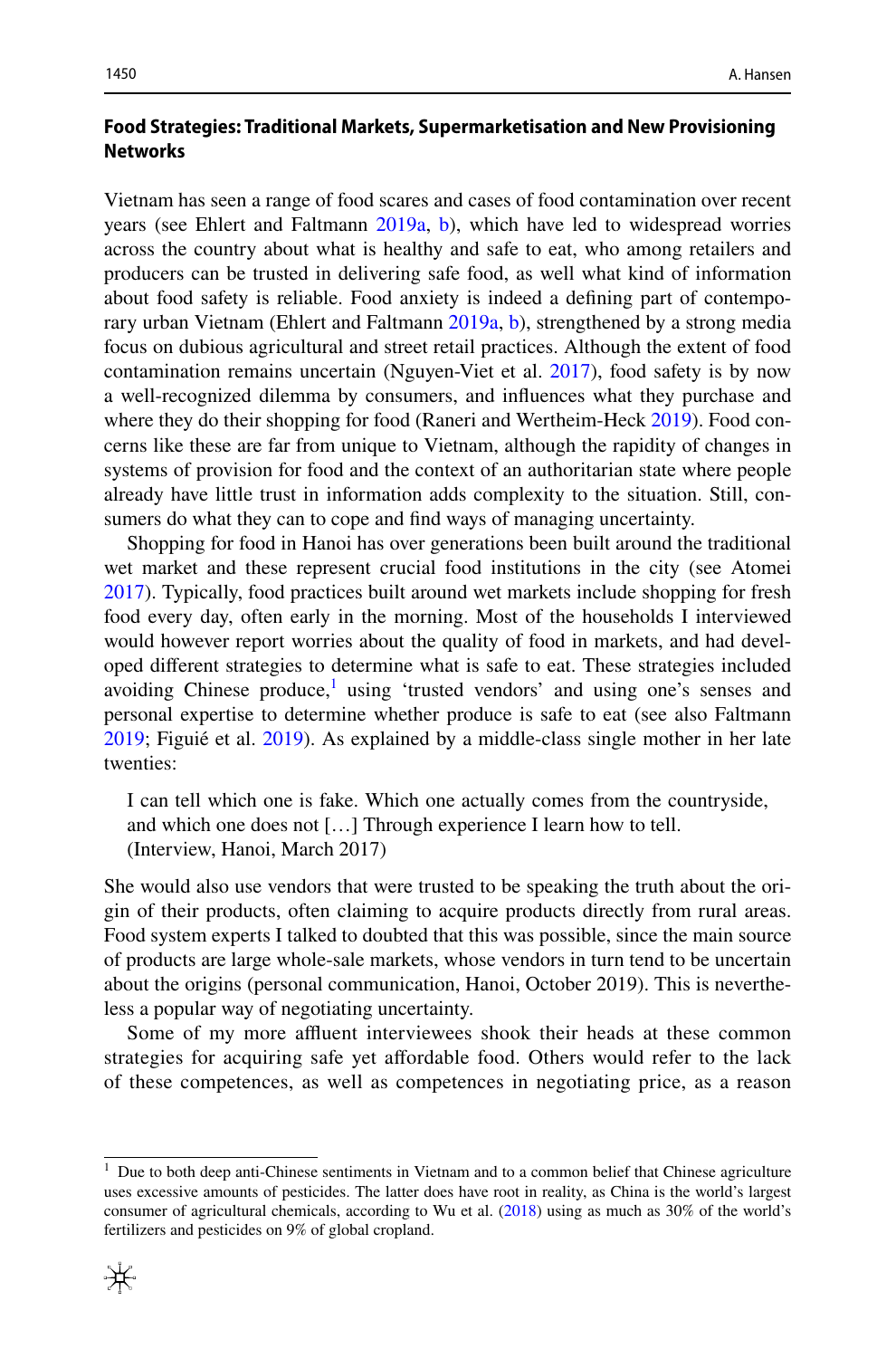### Food Strategies: Traditional Markets, Supermarketisation and New Provisioning Networks

Vietnam has seen a range of food scares and cases of food contamination over recent years (see Ehlert and Faltmann 2019a, b), which have led to widespread worries across the country about what is healthy and safe to eat, who among retailers and producers can be trusted in delivering safe food, as well what kind of information about food safety is reliable. Food anxiety is indeed a defining part of contemporary urban Vietnam (Ehlert and Faltmann 2019a, b), strengthened by a strong media focus on dubious agricultural and street retail practices. Although the extent of food contamination remains uncertain (Nguyen-Viet et al. 2017), food safety is by now a well-recognized dilemma by consumers, and influences what they purchase and where they do their shopping for food (Raneri and Wertheim-Heck 2019). Food concerns like these are far from unique to Vietnam, although the rapidity of changes in systems of provision for food and the context of an authoritarian state where people already have little trust in information adds complexity to the situation. Still, consumers do what they can to cope and find ways of managing uncertainty.

Shopping for food in Hanoi has over generations been built around the traditional wet market and these represent crucial food institutions in the city (see Atomei 2017). Typically, food practices built around wet markets include shopping for fresh food every day, often early in the morning. Most of the households I interviewed would however report worries about the quality of food in markets, and had developed different strategies to determine what is safe to eat. These strategies included avoiding Chinese produce,[1] using 'trusted vendors' and using one's senses and personal expertise to determine whether produce is safe to eat (see also Faltmann 2019; Figuié et al. 2019). As explained by a middle-class single mother in her late twenties:

> I can tell which one is fake. Which one actually comes from the countryside, and which one does not […] Through experience I learn how to tell. (Interview, Hanoi, March 2017)

She would also use vendors that were trusted to be speaking the truth about the origin of their products, often claiming to acquire products directly from rural areas. Food system experts I talked to doubted that this was possible, since the main source of products are large whole-sale markets, whose vendors in turn tend to be uncertain about the origins (personal communication, Hanoi, October 2019). This is nevertheless a popular way of negotiating uncertainty.

Some of my more affluent interviewees shook their heads at these common strategies for acquiring safe yet affordable food. Others would refer to the lack of these competences, as well as competences in negotiating price, as a reason

[1] Due to both deep anti-Chinese sentiments in Vietnam and to a common belief that Chinese agriculture uses excessive amounts of pesticides. The latter does have root in reality, as China is the world's largest consumer of agricultural chemicals, according to Wu et al. (2018) using as much as 30% of the world's fertilizers and pesticides on 9% of global cropland.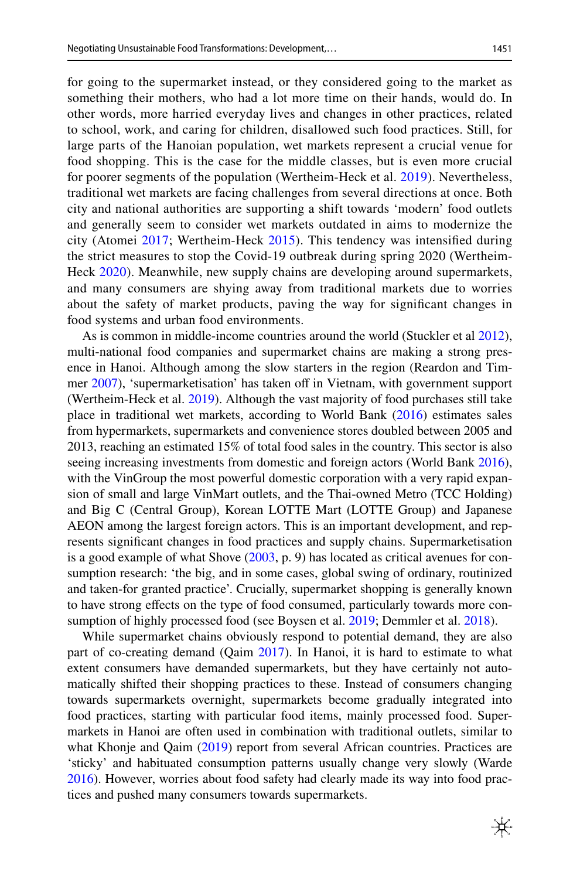for going to the supermarket instead, or they considered going to the market as something their mothers, who had a lot more time on their hands, would do. In other words, more harried everyday lives and changes in other practices, related to school, work, and caring for children, disallowed such food practices. Still, for large parts of the Hanoian population, wet markets represent a crucial venue for food shopping. This is the case for the middle classes, but is even more crucial for poorer segments of the population (Wertheim-Heck et al. 2019). Nevertheless, traditional wet markets are facing challenges from several directions at once. Both city and national authorities are supporting a shift towards 'modern' food outlets and generally seem to consider wet markets outdated in aims to modernize the city (Atomei 2017; Wertheim-Heck 2015). This tendency was intensified during the strict measures to stop the Covid-19 outbreak during spring 2020 (Wertheim-Heck 2020). Meanwhile, new supply chains are developing around supermarkets, and many consumers are shying away from traditional markets due to worries about the safety of market products, paving the way for significant changes in food systems and urban food environments.

As is common in middle-income countries around the world (Stuckler et al 2012), multi-national food companies and supermarket chains are making a strong presence in Hanoi. Although among the slow starters in the region (Reardon and Timmer 2007), 'supermarketisation' has taken off in Vietnam, with government support (Wertheim-Heck et al. 2019). Although the vast majority of food purchases still take place in traditional wet markets, according to World Bank (2016) estimates sales from hypermarkets, supermarkets and convenience stores doubled between 2005 and 2013, reaching an estimated 15% of total food sales in the country. This sector is also seeing increasing investments from domestic and foreign actors (World Bank 2016), with the VinGroup the most powerful domestic corporation with a very rapid expansion of small and large VinMart outlets, and the Thai-owned Metro (TCC Holding) and Big C (Central Group), Korean LOTTE Mart (LOTTE Group) and Japanese AEON among the largest foreign actors. This is an important development, and represents significant changes in food practices and supply chains. Supermarketisation is a good example of what Shove (2003, p. 9) has located as critical avenues for consumption research: 'the big, and in some cases, global swing of ordinary, routinized and taken-for granted practice'. Crucially, supermarket shopping is generally known to have strong effects on the type of food consumed, particularly towards more consumption of highly processed food (see Boysen et al. 2019; Demmler et al. 2018).

While supermarket chains obviously respond to potential demand, they are also part of co-creating demand (Qaim 2017). In Hanoi, it is hard to estimate to what extent consumers have demanded supermarkets, but they have certainly not automatically shifted their shopping practices to these. Instead of consumers changing towards supermarkets overnight, supermarkets become gradually integrated into food practices, starting with particular food items, mainly processed food. Supermarkets in Hanoi are often used in combination with traditional outlets, similar to what Khonje and Qaim (2019) report from several African countries. Practices are 'sticky' and habituated consumption patterns usually change very slowly (Warde 2016). However, worries about food safety had clearly made its way into food practices and pushed many consumers towards supermarkets.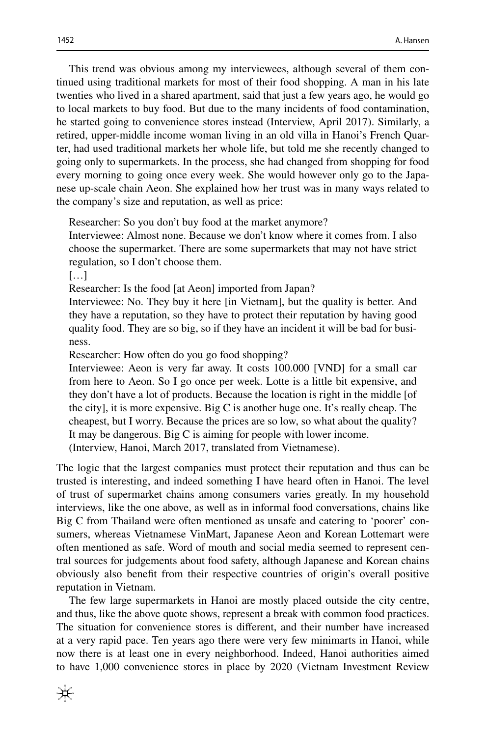This trend was obvious among my interviewees, although several of them continued using traditional markets for most of their food shopping. A man in his late twenties who lived in a shared apartment, said that just a few years ago, he would go to local markets to buy food. But due to the many incidents of food contamination, he started going to convenience stores instead (Interview, April 2017). Similarly, a retired, upper-middle income woman living in an old villa in Hanoi's French Quarter, had used traditional markets her whole life, but told me she recently changed to going only to supermarkets. In the process, she had changed from shopping for food every morning to going once every week. She would however only go to the Japanese up-scale chain Aeon. She explained how her trust was in many ways related to the company's size and reputation, as well as price:

> Researcher: So you don't buy food at the market anymore?
> Interviewee: Almost none. Because we don't know where it comes from. I also choose the supermarket. There are some supermarkets that may not have strict regulation, so I don't choose them.
> […]
> Researcher: Is the food [at Aeon] imported from Japan?
> Interviewee: No. They buy it here [in Vietnam], but the quality is better. And they have a reputation, so they have to protect their reputation by having good quality food. They are so big, so if they have an incident it will be bad for business.
> Researcher: How often do you go food shopping?
> Interviewee: Aeon is very far away. It costs 100.000 [VND] for a small car from here to Aeon. So I go once per week. Lotte is a little bit expensive, and they don't have a lot of products. Because the location is right in the middle [of the city], it is more expensive. Big C is another huge one. It's really cheap. The cheapest, but I worry. Because the prices are so low, so what about the quality? It may be dangerous. Big C is aiming for people with lower income.
> (Interview, Hanoi, March 2017, translated from Vietnamese).

The logic that the largest companies must protect their reputation and thus can be trusted is interesting, and indeed something I have heard often in Hanoi. The level of trust of supermarket chains among consumers varies greatly. In my household interviews, like the one above, as well as in informal food conversations, chains like Big C from Thailand were often mentioned as unsafe and catering to 'poorer' consumers, whereas Vietnamese VinMart, Japanese Aeon and Korean Lottemart were often mentioned as safe. Word of mouth and social media seemed to represent central sources for judgements about food safety, although Japanese and Korean chains obviously also benefit from their respective countries of origin's overall positive reputation in Vietnam.

The few large supermarkets in Hanoi are mostly placed outside the city centre, and thus, like the above quote shows, represent a break with common food practices. The situation for convenience stores is different, and their number have increased at a very rapid pace. Ten years ago there were very few minimarts in Hanoi, while now there is at least one in every neighborhood. Indeed, Hanoi authorities aimed to have 1,000 convenience stores in place by 2020 (Vietnam Investment Review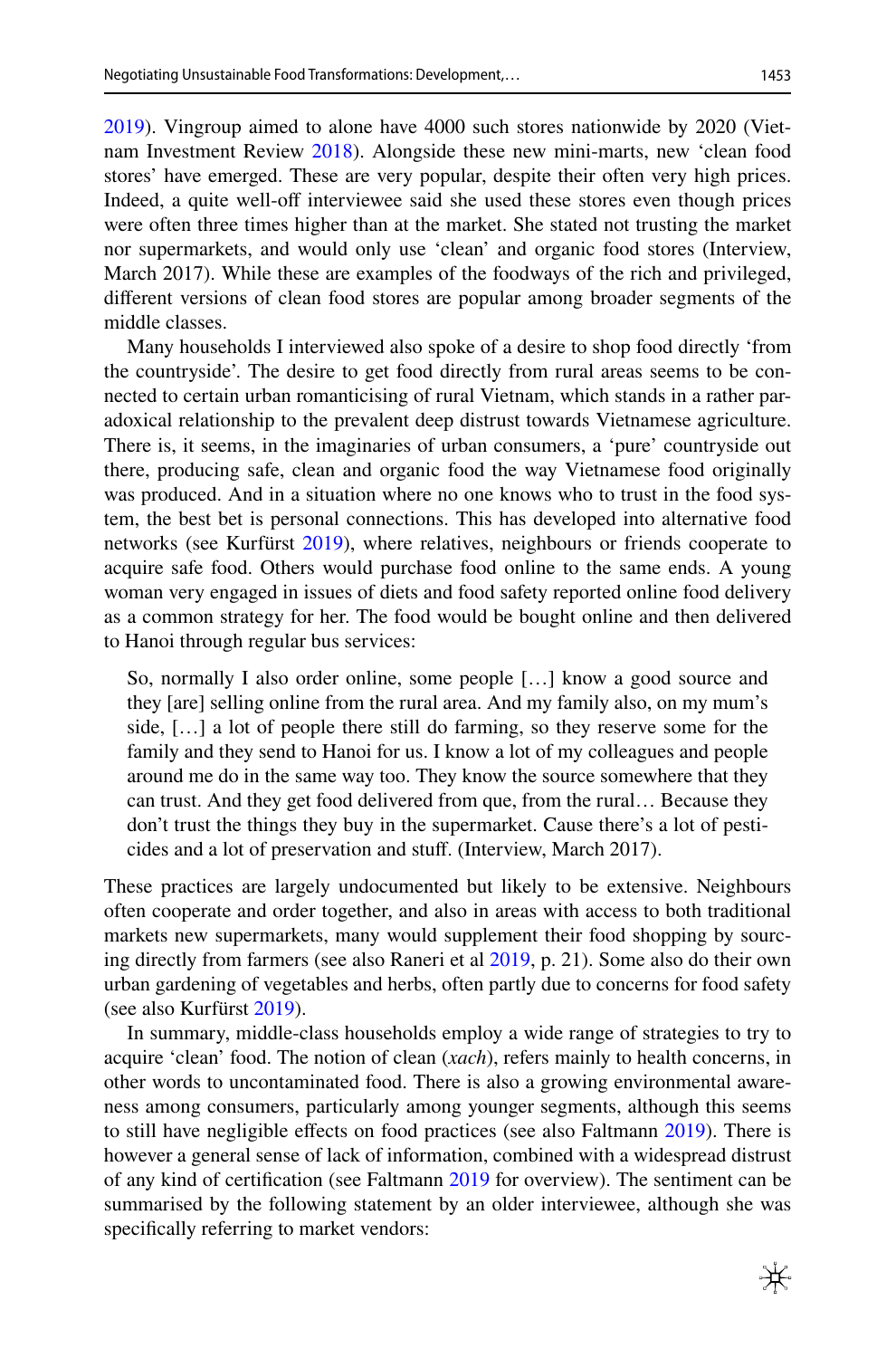2019). Vingroup aimed to alone have 4000 such stores nationwide by 2020 (Vietnam Investment Review 2018). Alongside these new mini-marts, new 'clean food stores' have emerged. These are very popular, despite their often very high prices. Indeed, a quite well-off interviewee said she used these stores even though prices were often three times higher than at the market. She stated not trusting the market nor supermarkets, and would only use 'clean' and organic food stores (Interview, March 2017). While these are examples of the foodways of the rich and privileged, different versions of clean food stores are popular among broader segments of the middle classes.

Many households I interviewed also spoke of a desire to shop food directly 'from the countryside'. The desire to get food directly from rural areas seems to be connected to certain urban romanticising of rural Vietnam, which stands in a rather paradoxical relationship to the prevalent deep distrust towards Vietnamese agriculture. There is, it seems, in the imaginaries of urban consumers, a 'pure' countryside out there, producing safe, clean and organic food the way Vietnamese food originally was produced. And in a situation where no one knows who to trust in the food system, the best bet is personal connections. This has developed into alternative food networks (see Kurfürst 2019), where relatives, neighbours or friends cooperate to acquire safe food. Others would purchase food online to the same ends. A young woman very engaged in issues of diets and food safety reported online food delivery as a common strategy for her. The food would be bought online and then delivered to Hanoi through regular bus services:

> So, normally I also order online, some people […] know a good source and they [are] selling online from the rural area. And my family also, on my mum's side, […] a lot of people there still do farming, so they reserve some for the family and they send to Hanoi for us. I know a lot of my colleagues and people around me do in the same way too. They know the source somewhere that they can trust. And they get food delivered from que, from the rural… Because they don't trust the things they buy in the supermarket. Cause there's a lot of pesticides and a lot of preservation and stuff. (Interview, March 2017).

These practices are largely undocumented but likely to be extensive. Neighbours often cooperate and order together, and also in areas with access to both traditional markets new supermarkets, many would supplement their food shopping by sourcing directly from farmers (see also Raneri et al 2019, p. 21). Some also do their own urban gardening of vegetables and herbs, often partly due to concerns for food safety (see also Kurfürst 2019).

In summary, middle-class households employ a wide range of strategies to try to acquire 'clean' food. The notion of clean (*xach*), refers mainly to health concerns, in other words to uncontaminated food. There is also a growing environmental awareness among consumers, particularly among younger segments, although this seems to still have negligible effects on food practices (see also Faltmann 2019). There is however a general sense of lack of information, combined with a widespread distrust of any kind of certification (see Faltmann 2019 for overview). The sentiment can be summarised by the following statement by an older interviewee, although she was specifically referring to market vendors: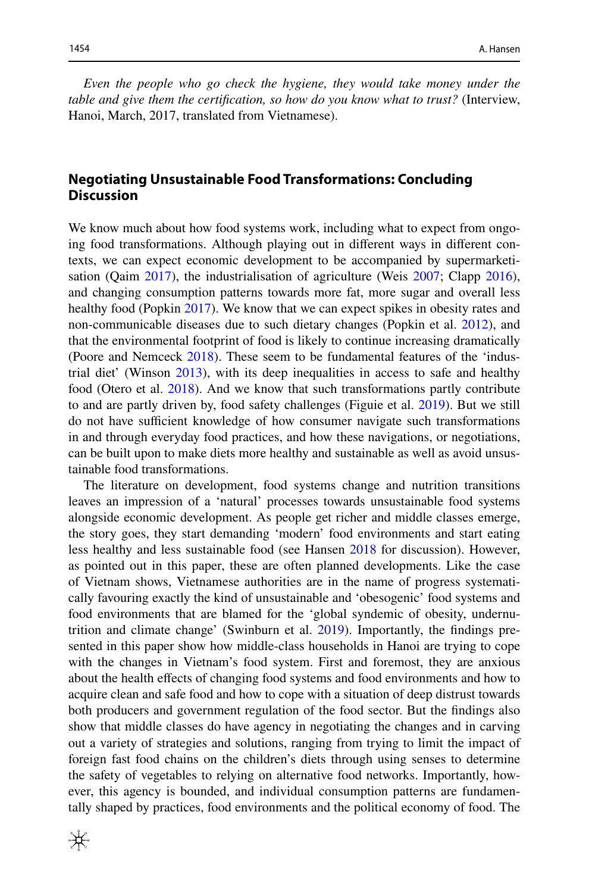*Even the people who go check the hygiene, they would take money under the table and give them the certification, so how do you know what to trust?* (Interview, Hanoi, March, 2017, translated from Vietnamese).

## Negotiating Unsustainable Food Transformations: Concluding Discussion

We know much about how food systems work, including what to expect from ongoing food transformations. Although playing out in different ways in different contexts, we can expect economic development to be accompanied by supermarketisation (Qaim 2017), the industrialisation of agriculture (Weis 2007; Clapp 2016), and changing consumption patterns towards more fat, more sugar and overall less healthy food (Popkin 2017). We know that we can expect spikes in obesity rates and non-communicable diseases due to such dietary changes (Popkin et al. 2012), and that the environmental footprint of food is likely to continue increasing dramatically (Poore and Nemceck 2018). These seem to be fundamental features of the 'industrial diet' (Winson 2013), with its deep inequalities in access to safe and healthy food (Otero et al. 2018). And we know that such transformations partly contribute to and are partly driven by, food safety challenges (Figuie et al. 2019). But we still do not have sufficient knowledge of how consumer navigate such transformations in and through everyday food practices, and how these navigations, or negotiations, can be built upon to make diets more healthy and sustainable as well as avoid unsustainable food transformations.

The literature on development, food systems change and nutrition transitions leaves an impression of a 'natural' processes towards unsustainable food systems alongside economic development. As people get richer and middle classes emerge, the story goes, they start demanding 'modern' food environments and start eating less healthy and less sustainable food (see Hansen 2018 for discussion). However, as pointed out in this paper, these are often planned developments. Like the case of Vietnam shows, Vietnamese authorities are in the name of progress systematically favouring exactly the kind of unsustainable and 'obesogenic' food systems and food environments that are blamed for the 'global syndemic of obesity, undernutrition and climate change' (Swinburn et al. 2019). Importantly, the findings presented in this paper show how middle-class households in Hanoi are trying to cope with the changes in Vietnam's food system. First and foremost, they are anxious about the health effects of changing food systems and food environments and how to acquire clean and safe food and how to cope with a situation of deep distrust towards both producers and government regulation of the food sector. But the findings also show that middle classes do have agency in negotiating the changes and in carving out a variety of strategies and solutions, ranging from trying to limit the impact of foreign fast food chains on the children's diets through using senses to determine the safety of vegetables to relying on alternative food networks. Importantly, however, this agency is bounded, and individual consumption patterns are fundamentally shaped by practices, food environments and the political economy of food. The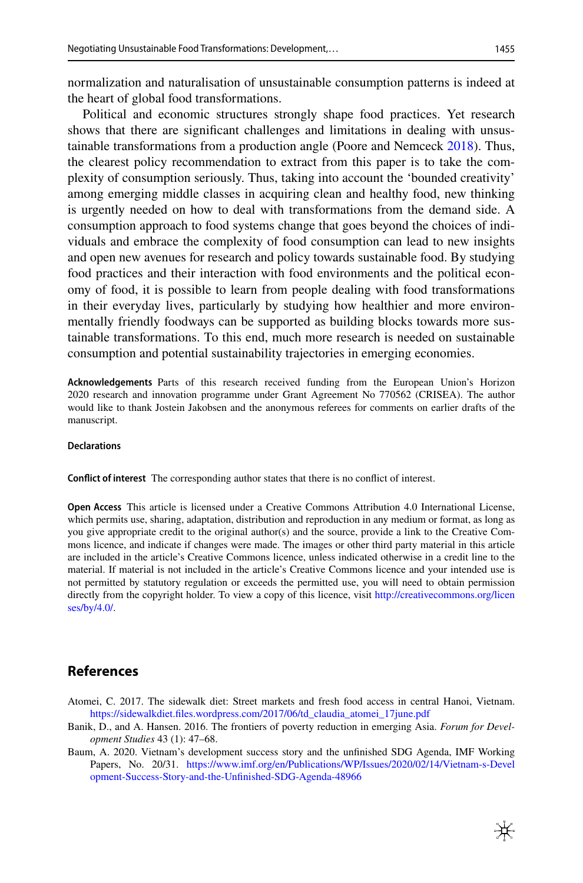normalization and naturalisation of unsustainable consumption patterns is indeed at the heart of global food transformations.

Political and economic structures strongly shape food practices. Yet research shows that there are significant challenges and limitations in dealing with unsustainable transformations from a production angle (Poore and Nemceck 2018). Thus, the clearest policy recommendation to extract from this paper is to take the complexity of consumption seriously. Thus, taking into account the 'bounded creativity' among emerging middle classes in acquiring clean and healthy food, new thinking is urgently needed on how to deal with transformations from the demand side. A consumption approach to food systems change that goes beyond the choices of individuals and embrace the complexity of food consumption can lead to new insights and open new avenues for research and policy towards sustainable food. By studying food practices and their interaction with food environments and the political economy of food, it is possible to learn from people dealing with food transformations in their everyday lives, particularly by studying how healthier and more environmentally friendly foodways can be supported as building blocks towards more sustainable transformations. To this end, much more research is needed on sustainable consumption and potential sustainability trajectories in emerging economies.

**Acknowledgements** Parts of this research received funding from the European Union's Horizon 2020 research and innovation programme under Grant Agreement No 770562 (CRISEA). The author would like to thank Jostein Jakobsen and the anonymous referees for comments on earlier drafts of the manuscript.

**Declarations**

**Conflict of interest** The corresponding author states that there is no conflict of interest.

**Open Access** This article is licensed under a Creative Commons Attribution 4.0 International License, which permits use, sharing, adaptation, distribution and reproduction in any medium or format, as long as you give appropriate credit to the original author(s) and the source, provide a link to the Creative Commons licence, and indicate if changes were made. The images or other third party material in this article are included in the article's Creative Commons licence, unless indicated otherwise in a credit line to the material. If material is not included in the article's Creative Commons licence and your intended use is not permitted by statutory regulation or exceeds the permitted use, you will need to obtain permission directly from the copyright holder. To view a copy of this licence, visit http://creativecommons.org/licenses/by/4.0/.

## References

Atomei, C. 2017. The sidewalk diet: Street markets and fresh food access in central Hanoi, Vietnam. https://sidewalkdiet.files.wordpress.com/2017/06/td_claudia_atomei_17june.pdf

Banik, D., and A. Hansen. 2016. The frontiers of poverty reduction in emerging Asia. *Forum for Development Studies* 43 (1): 47–68.

Baum, A. 2020. Vietnam's development success story and the unfinished SDG Agenda, IMF Working Papers, No. 20/31. https://www.imf.org/en/Publications/WP/Issues/2020/02/14/Vietnam-s-Development-Success-Story-and-the-Unfinished-SDG-Agenda-48966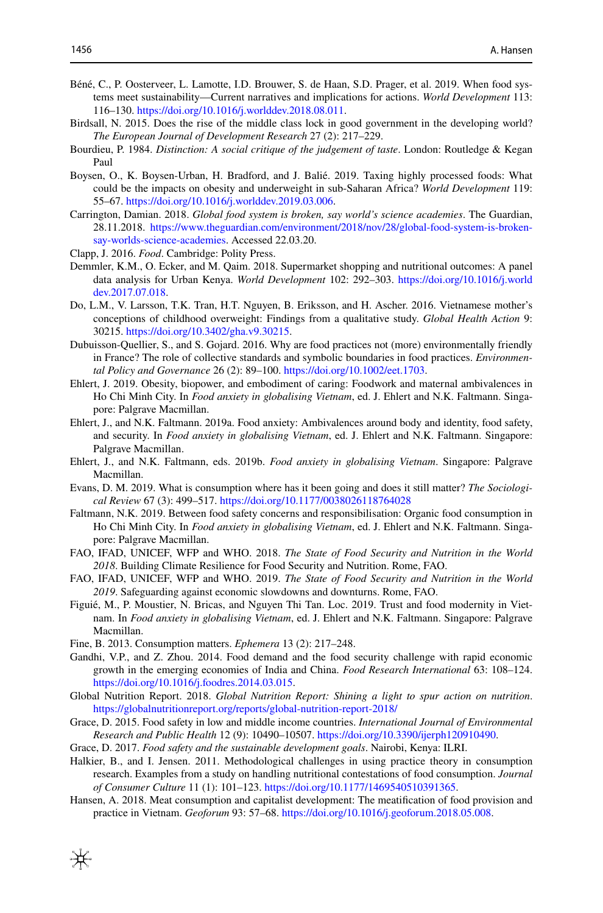Béné, C., P. Oosterveer, L. Lamotte, I.D. Brouwer, S. de Haan, S.D. Prager, et al. 2019. When food systems meet sustainability—Current narratives and implications for actions. *World Development* 113: 116–130. https://doi.org/10.1016/j.worlddev.2018.08.011.

Birdsall, N. 2015. Does the rise of the middle class lock in good government in the developing world? *The European Journal of Development Research* 27 (2): 217–229.

Bourdieu, P. 1984. *Distinction: A social critique of the judgement of taste*. London: Routledge & Kegan Paul

Boysen, O., K. Boysen-Urban, H. Bradford, and J. Balié. 2019. Taxing highly processed foods: What could be the impacts on obesity and underweight in sub-Saharan Africa? *World Development* 119: 55–67. https://doi.org/10.1016/j.worlddev.2019.03.006.

Carrington, Damian. 2018. *Global food system is broken, say world's science academies*. The Guardian, 28.11.2018. https://www.theguardian.com/environment/2018/nov/28/global-food-system-is-broken-say-worlds-science-academies. Accessed 22.03.20.

Clapp, J. 2016. *Food*. Cambridge: Polity Press.

Demmler, K.M., O. Ecker, and M. Qaim. 2018. Supermarket shopping and nutritional outcomes: A panel data analysis for Urban Kenya. *World Development* 102: 292–303. https://doi.org/10.1016/j.worlddev.2017.07.018.

Do, L.M., V. Larsson, T.K. Tran, H.T. Nguyen, B. Eriksson, and H. Ascher. 2016. Vietnamese mother's conceptions of childhood overweight: Findings from a qualitative study. *Global Health Action* 9: 30215. https://doi.org/10.3402/gha.v9.30215.

Dubuisson-Quellier, S., and S. Gojard. 2016. Why are food practices not (more) environmentally friendly in France? The role of collective standards and symbolic boundaries in food practices. *Environmental Policy and Governance* 26 (2): 89–100. https://doi.org/10.1002/eet.1703.

Ehlert, J. 2019. Obesity, biopower, and embodiment of caring: Foodwork and maternal ambivalences in Ho Chi Minh City. In *Food anxiety in globalising Vietnam*, ed. J. Ehlert and N.K. Faltmann. Singapore: Palgrave Macmillan.

Ehlert, J., and N.K. Faltmann. 2019a. Food anxiety: Ambivalences around body and identity, food safety, and security. In *Food anxiety in globalising Vietnam*, ed. J. Ehlert and N.K. Faltmann. Singapore: Palgrave Macmillan.

Ehlert, J., and N.K. Faltmann, eds. 2019b. *Food anxiety in globalising Vietnam*. Singapore: Palgrave Macmillan.

Evans, D. M. 2019. What is consumption where has it been going and does it still matter? *The Sociological Review* 67 (3): 499–517. https://doi.org/10.1177/0038026118764028

Faltmann, N.K. 2019. Between food safety concerns and responsibilisation: Organic food consumption in Ho Chi Minh City. In *Food anxiety in globalising Vietnam*, ed. J. Ehlert and N.K. Faltmann. Singapore: Palgrave Macmillan.

FAO, IFAD, UNICEF, WFP and WHO. 2018. *The State of Food Security and Nutrition in the World 2018*. Building Climate Resilience for Food Security and Nutrition. Rome, FAO.

FAO, IFAD, UNICEF, WFP and WHO. 2019. *The State of Food Security and Nutrition in the World 2019*. Safeguarding against economic slowdowns and downturns. Rome, FAO.

Figuié, M., P. Moustier, N. Bricas, and Nguyen Thi Tan. Loc. 2019. Trust and food modernity in Vietnam. In *Food anxiety in globalising Vietnam*, ed. J. Ehlert and N.K. Faltmann. Singapore: Palgrave Macmillan.

Fine, B. 2013. Consumption matters. *Ephemera* 13 (2): 217–248.

Gandhi, V.P., and Z. Zhou. 2014. Food demand and the food security challenge with rapid economic growth in the emerging economies of India and China. *Food Research International* 63: 108–124. https://doi.org/10.1016/j.foodres.2014.03.015.

Global Nutrition Report. 2018. *Global Nutrition Report: Shining a light to spur action on nutrition*. https://globalnutritionreport.org/reports/global-nutrition-report-2018/

Grace, D. 2015. Food safety in low and middle income countries. *International Journal of Environmental Research and Public Health* 12 (9): 10490–10507. https://doi.org/10.3390/ijerph120910490.

Grace, D. 2017. *Food safety and the sustainable development goals*. Nairobi, Kenya: ILRI.

Halkier, B., and I. Jensen. 2011. Methodological challenges in using practice theory in consumption research. Examples from a study on handling nutritional contestations of food consumption. *Journal of Consumer Culture* 11 (1): 101–123. https://doi.org/10.1177/1469540510391365.

Hansen, A. 2018. Meat consumption and capitalist development: The meatification of food provision and practice in Vietnam. *Geoforum* 93: 57–68. https://doi.org/10.1016/j.geoforum.2018.05.008.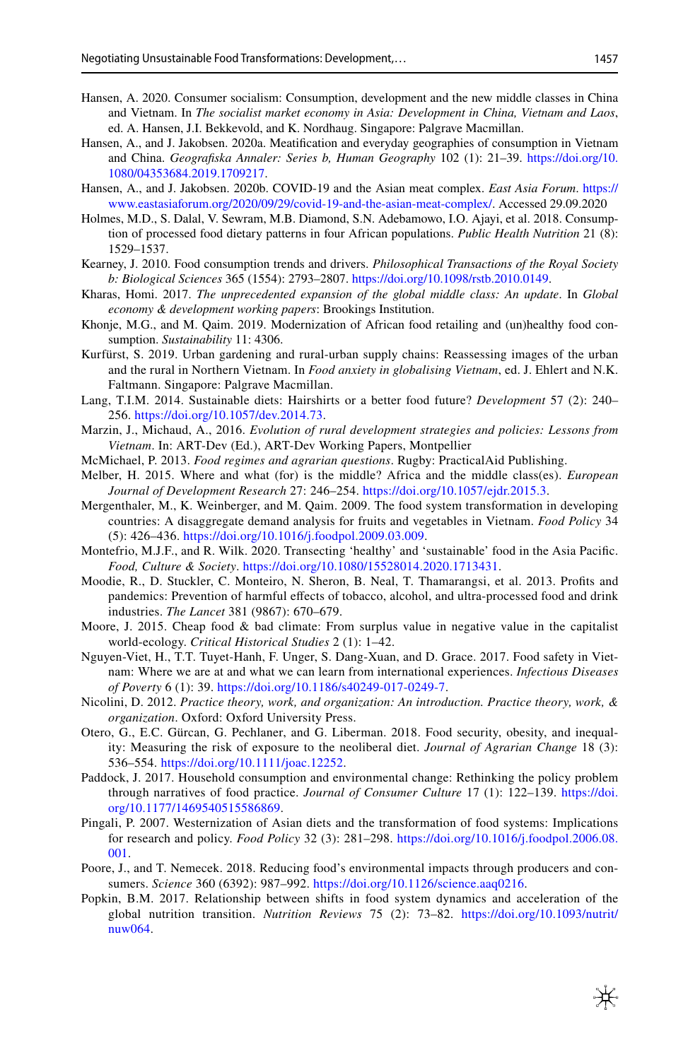Hansen, A. 2020. Consumer socialism: Consumption, development and the new middle classes in China and Vietnam. In *The socialist market economy in Asia: Development in China, Vietnam and Laos*, ed. A. Hansen, J.I. Bekkevold, and K. Nordhaug. Singapore: Palgrave Macmillan.

Hansen, A., and J. Jakobsen. 2020a. Meatification and everyday geographies of consumption in Vietnam and China. *Geografiska Annaler: Series b, Human Geography* 102 (1): 21–39. https://doi.org/10.1080/04353684.2019.1709217.

Hansen, A., and J. Jakobsen. 2020b. COVID-19 and the Asian meat complex. *East Asia Forum*. https://www.eastasiaforum.org/2020/09/29/covid-19-and-the-asian-meat-complex/. Accessed 29.09.2020

Holmes, M.D., S. Dalal, V. Sewram, M.B. Diamond, S.N. Adebamowo, I.O. Ajayi, et al. 2018. Consumption of processed food dietary patterns in four African populations. *Public Health Nutrition* 21 (8): 1529–1537.

Kearney, J. 2010. Food consumption trends and drivers. *Philosophical Transactions of the Royal Society b: Biological Sciences* 365 (1554): 2793–2807. https://doi.org/10.1098/rstb.2010.0149.

Kharas, Homi. 2017. *The unprecedented expansion of the global middle class: An update*. In *Global economy & development working papers*: Brookings Institution.

Khonje, M.G., and M. Qaim. 2019. Modernization of African food retailing and (un)healthy food consumption. *Sustainability* 11: 4306.

Kurfürst, S. 2019. Urban gardening and rural-urban supply chains: Reassessing images of the urban and the rural in Northern Vietnam. In *Food anxiety in globalising Vietnam*, ed. J. Ehlert and N.K. Faltmann. Singapore: Palgrave Macmillan.

Lang, T.I.M. 2014. Sustainable diets: Hairshirts or a better food future? *Development* 57 (2): 240–256. https://doi.org/10.1057/dev.2014.73.

Marzin, J., Michaud, A., 2016. *Evolution of rural development strategies and policies: Lessons from Vietnam*. In: ART-Dev (Ed.), ART-Dev Working Papers, Montpellier

McMichael, P. 2013. *Food regimes and agrarian questions*. Rugby: PracticalAid Publishing.

Melber, H. 2015. Where and what (for) is the middle? Africa and the middle class(es). *European Journal of Development Research* 27: 246–254. https://doi.org/10.1057/ejdr.2015.3.

Mergenthaler, M., K. Weinberger, and M. Qaim. 2009. The food system transformation in developing countries: A disaggregate demand analysis for fruits and vegetables in Vietnam. *Food Policy* 34 (5): 426–436. https://doi.org/10.1016/j.foodpol.2009.03.009.

Montefrio, M.J.F., and R. Wilk. 2020. Transecting 'healthy' and 'sustainable' food in the Asia Pacific. *Food, Culture & Society*. https://doi.org/10.1080/15528014.2020.1713431.

Moodie, R., D. Stuckler, C. Monteiro, N. Sheron, B. Neal, T. Thamarangsi, et al. 2013. Profits and pandemics: Prevention of harmful effects of tobacco, alcohol, and ultra-processed food and drink industries. *The Lancet* 381 (9867): 670–679.

Moore, J. 2015. Cheap food & bad climate: From surplus value in negative value in the capitalist world-ecology. *Critical Historical Studies* 2 (1): 1–42.

Nguyen-Viet, H., T.T. Tuyet-Hanh, F. Unger, S. Dang-Xuan, and D. Grace. 2017. Food safety in Vietnam: Where we are at and what we can learn from international experiences. *Infectious Diseases of Poverty* 6 (1): 39. https://doi.org/10.1186/s40249-017-0249-7.

Nicolini, D. 2012. *Practice theory, work, and organization: An introduction. Practice theory, work, & organization*. Oxford: Oxford University Press.

Otero, G., E.C. Gürcan, G. Pechlaner, and G. Liberman. 2018. Food security, obesity, and inequality: Measuring the risk of exposure to the neoliberal diet. *Journal of Agrarian Change* 18 (3): 536–554. https://doi.org/10.1111/joac.12252.

Paddock, J. 2017. Household consumption and environmental change: Rethinking the policy problem through narratives of food practice. *Journal of Consumer Culture* 17 (1): 122–139. https://doi.org/10.1177/1469540515586869.

Pingali, P. 2007. Westernization of Asian diets and the transformation of food systems: Implications for research and policy. *Food Policy* 32 (3): 281–298. https://doi.org/10.1016/j.foodpol.2006.08.001.

Poore, J., and T. Nemecek. 2018. Reducing food's environmental impacts through producers and consumers. *Science* 360 (6392): 987–992. https://doi.org/10.1126/science.aaq0216.

Popkin, B.M. 2017. Relationship between shifts in food system dynamics and acceleration of the global nutrition transition. *Nutrition Reviews* 75 (2): 73–82. https://doi.org/10.1093/nutrit/nuw064.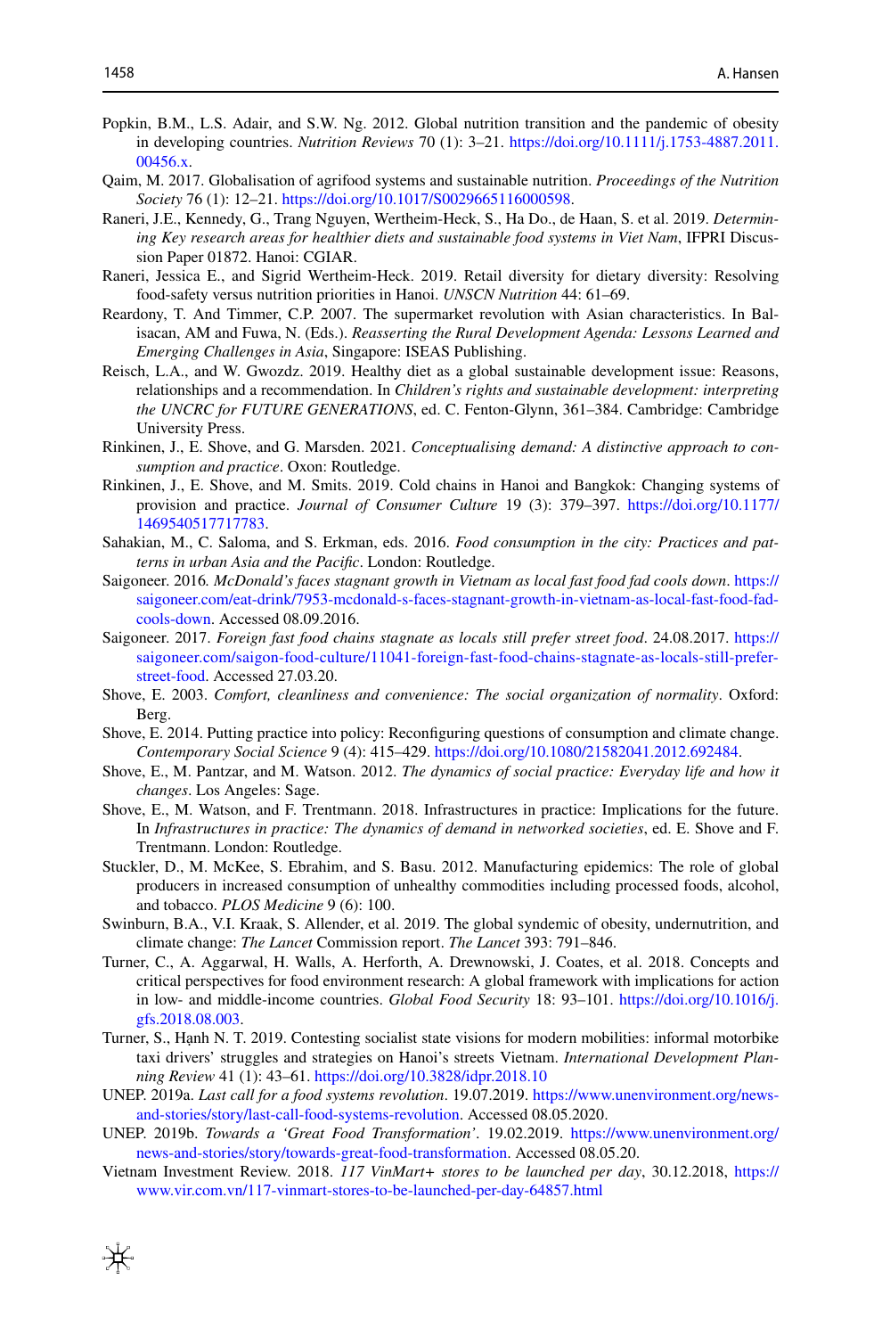Popkin, B.M., L.S. Adair, and S.W. Ng. 2012. Global nutrition transition and the pandemic of obesity in developing countries. *Nutrition Reviews* 70 (1): 3–21. https://doi.org/10.1111/j.1753-4887.2011.00456.x.

Qaim, M. 2017. Globalisation of agrifood systems and sustainable nutrition. *Proceedings of the Nutrition Society* 76 (1): 12–21. https://doi.org/10.1017/S0029665116000598.

Raneri, J.E., Kennedy, G., Trang Nguyen, Wertheim-Heck, S., Ha Do., de Haan, S. et al. 2019. *Determining Key research areas for healthier diets and sustainable food systems in Viet Nam*, IFPRI Discussion Paper 01872. Hanoi: CGIAR.

Raneri, Jessica E., and Sigrid Wertheim-Heck. 2019. Retail diversity for dietary diversity: Resolving food-safety versus nutrition priorities in Hanoi. *UNSCN Nutrition* 44: 61–69.

Reardony, T. And Timmer, C.P. 2007. The supermarket revolution with Asian characteristics. In Balisacan, AM and Fuwa, N. (Eds.). *Reasserting the Rural Development Agenda: Lessons Learned and Emerging Challenges in Asia*, Singapore: ISEAS Publishing.

Reisch, L.A., and W. Gwozdz. 2019. Healthy diet as a global sustainable development issue: Reasons, relationships and a recommendation. In *Children's rights and sustainable development: interpreting the UNCRC for FUTURE GENERATIONS*, ed. C. Fenton-Glynn, 361–384. Cambridge: Cambridge University Press.

Rinkinen, J., E. Shove, and G. Marsden. 2021. *Conceptualising demand: A distinctive approach to consumption and practice*. Oxon: Routledge.

Rinkinen, J., E. Shove, and M. Smits. 2019. Cold chains in Hanoi and Bangkok: Changing systems of provision and practice. *Journal of Consumer Culture* 19 (3): 379–397. https://doi.org/10.1177/1469540517717783.

Sahakian, M., C. Saloma, and S. Erkman, eds. 2016. *Food consumption in the city: Practices and patterns in urban Asia and the Pacific*. London: Routledge.

Saigoneer. 2016. *McDonald's faces stagnant growth in Vietnam as local fast food fad cools down*. https://saigoneer.com/eat-drink/7953-mcdonald-s-faces-stagnant-growth-in-vietnam-as-local-fast-food-fad-cools-down. Accessed 08.09.2016.

Saigoneer. 2017. *Foreign fast food chains stagnate as locals still prefer street food*. 24.08.2017. https://saigoneer.com/saigon-food-culture/11041-foreign-fast-food-chains-stagnate-as-locals-still-prefer-street-food. Accessed 27.03.20.

Shove, E. 2003. *Comfort, cleanliness and convenience: The social organization of normality*. Oxford: Berg.

Shove, E. 2014. Putting practice into policy: Reconfiguring questions of consumption and climate change. *Contemporary Social Science* 9 (4): 415–429. https://doi.org/10.1080/21582041.2012.692484.

Shove, E., M. Pantzar, and M. Watson. 2012. *The dynamics of social practice: Everyday life and how it changes*. Los Angeles: Sage.

Shove, E., M. Watson, and F. Trentmann. 2018. Infrastructures in practice: Implications for the future. In *Infrastructures in practice: The dynamics of demand in networked societies*, ed. E. Shove and F. Trentmann. London: Routledge.

Stuckler, D., M. McKee, S. Ebrahim, and S. Basu. 2012. Manufacturing epidemics: The role of global producers in increased consumption of unhealthy commodities including processed foods, alcohol, and tobacco. *PLOS Medicine* 9 (6): 100.

Swinburn, B.A., V.I. Kraak, S. Allender, et al. 2019. The global syndemic of obesity, undernutrition, and climate change: *The Lancet* Commission report. *The Lancet* 393: 791–846.

Turner, C., A. Aggarwal, H. Walls, A. Herforth, A. Drewnowski, J. Coates, et al. 2018. Concepts and critical perspectives for food environment research: A global framework with implications for action in low- and middle-income countries. *Global Food Security* 18: 93–101. https://doi.org/10.1016/j.gfs.2018.08.003.

Turner, S., Hạnh N. T. 2019. Contesting socialist state visions for modern mobilities: informal motorbike taxi drivers' struggles and strategies on Hanoi's streets Vietnam. *International Development Planning Review* 41 (1): 43–61. https://doi.org/10.3828/idpr.2018.10

UNEP. 2019a. *Last call for a food systems revolution*. 19.07.2019. https://www.unenvironment.org/news-and-stories/story/last-call-food-systems-revolution. Accessed 08.05.2020.

UNEP. 2019b. *Towards a 'Great Food Transformation'*. 19.02.2019. https://www.unenvironment.org/news-and-stories/story/towards-great-food-transformation. Accessed 08.05.20.

Vietnam Investment Review. 2018. *117 VinMart+ stores to be launched per day*, 30.12.2018, https://www.vir.com.vn/117-vinmart-stores-to-be-launched-per-day-64857.html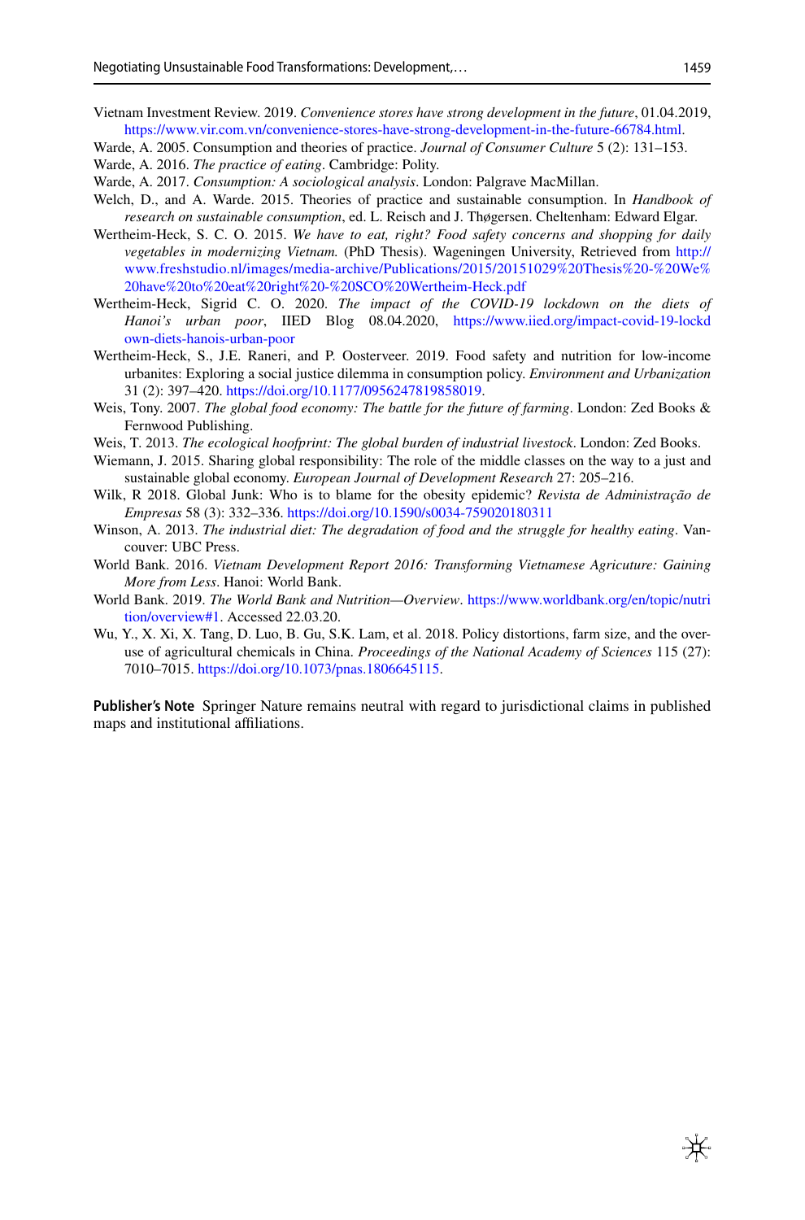Vietnam Investment Review. 2019. *Convenience stores have strong development in the future*, 01.04.2019, https://www.vir.com.vn/convenience-stores-have-strong-development-in-the-future-66784.html.

Warde, A. 2005. Consumption and theories of practice. *Journal of Consumer Culture* 5 (2): 131–153.

Warde, A. 2016. *The practice of eating*. Cambridge: Polity.

Warde, A. 2017. *Consumption: A sociological analysis*. London: Palgrave MacMillan.

Welch, D., and A. Warde. 2015. Theories of practice and sustainable consumption. In *Handbook of research on sustainable consumption*, ed. L. Reisch and J. Thøgersen. Cheltenham: Edward Elgar.

Wertheim-Heck, S. C. O. 2015. *We have to eat, right? Food safety concerns and shopping for daily vegetables in modernizing Vietnam.* (PhD Thesis). Wageningen University, Retrieved from http://www.freshstudio.nl/images/media-archive/Publications/2015/20151029%20Thesis%20-%20We%20have%20to%20eat%20right%20-%20SCO%20Wertheim-Heck.pdf

Wertheim-Heck, Sigrid C. O. 2020. *The impact of the COVID-19 lockdown on the diets of Hanoi's urban poor*, IIED Blog 08.04.2020, https://www.iied.org/impact-covid-19-lockdown-diets-hanois-urban-poor

Wertheim-Heck, S., J.E. Raneri, and P. Oosterveer. 2019. Food safety and nutrition for low-income urbanites: Exploring a social justice dilemma in consumption policy. *Environment and Urbanization* 31 (2): 397–420. https://doi.org/10.1177/0956247819858019.

Weis, Tony. 2007. *The global food economy: The battle for the future of farming*. London: Zed Books & Fernwood Publishing.

Weis, T. 2013. *The ecological hoofprint: The global burden of industrial livestock*. London: Zed Books.

Wiemann, J. 2015. Sharing global responsibility: The role of the middle classes on the way to a just and sustainable global economy. *European Journal of Development Research* 27: 205–216.

Wilk, R 2018. Global Junk: Who is to blame for the obesity epidemic? *Revista de Administração de Empresas* 58 (3): 332–336. https://doi.org/10.1590/s0034-759020180311

Winson, A. 2013. *The industrial diet: The degradation of food and the struggle for healthy eating*. Vancouver: UBC Press.

World Bank. 2016. *Vietnam Development Report 2016: Transforming Vietnamese Agricuture: Gaining More from Less*. Hanoi: World Bank.

World Bank. 2019. *The World Bank and Nutrition—Overview*. https://www.worldbank.org/en/topic/nutrition/overview#1. Accessed 22.03.20.

Wu, Y., X. Xi, X. Tang, D. Luo, B. Gu, S.K. Lam, et al. 2018. Policy distortions, farm size, and the overuse of agricultural chemicals in China. *Proceedings of the National Academy of Sciences* 115 (27): 7010–7015. https://doi.org/10.1073/pnas.1806645115.

**Publisher's Note** Springer Nature remains neutral with regard to jurisdictional claims in published maps and institutional affiliations.